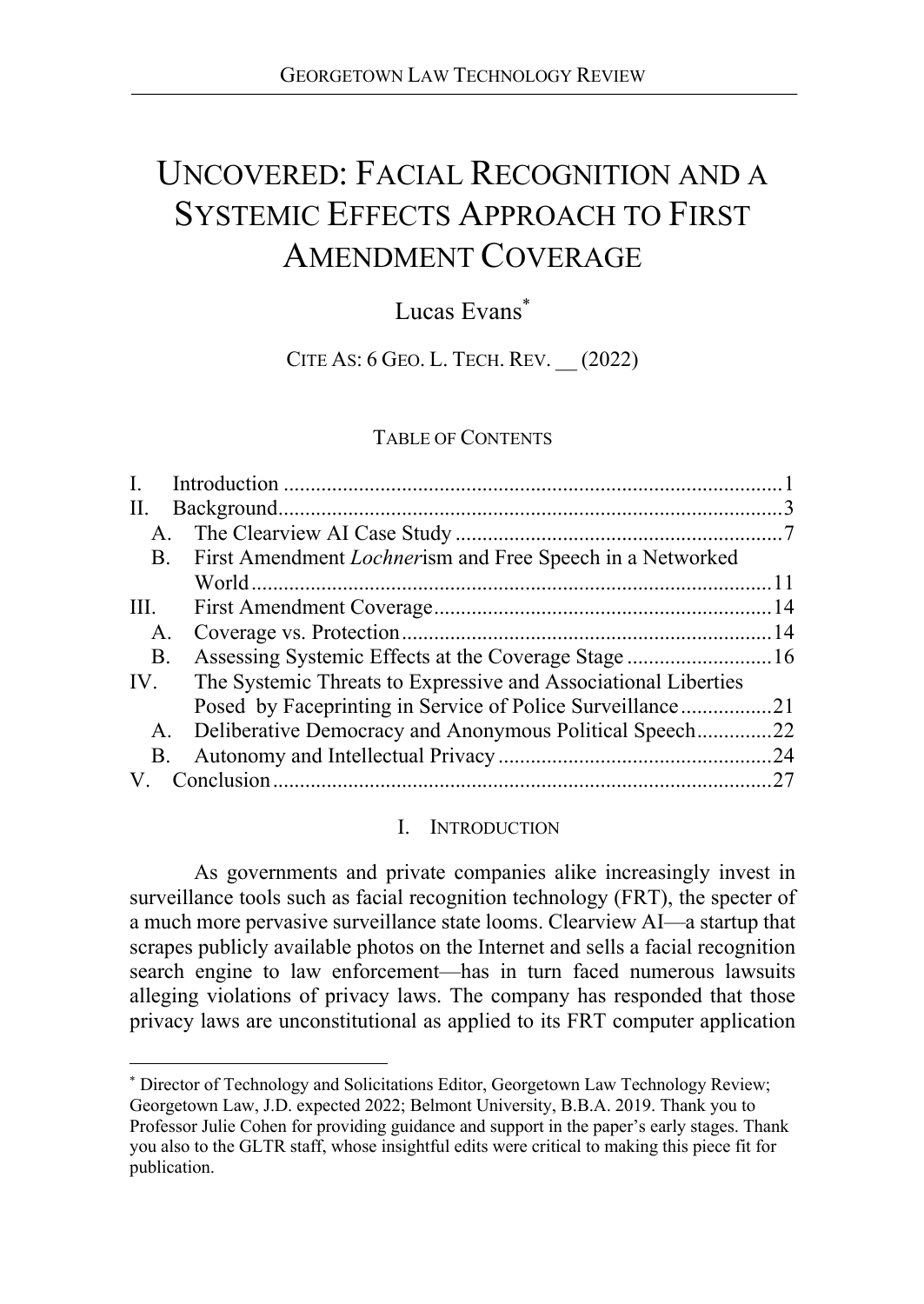# UNCOVERED: FACIAL RECOGNITION AND A SYSTEMIC EFFECTS APPROACH TO FIRST AMENDMENT COVERAGE

Lucas Evans*

CITE AS: 6 GEO. L. TECH. REV. __ (2022)

TABLE OF CONTENTS

I. Introduction ........................................................................................1
II. Background..........................................................................................3
  A. The Clearview AI Case Study ..........................................................7
  B. First Amendment *Lochner*ism and Free Speech in a Networked World ...............................................................................................11
III. First Amendment Coverage ...............................................................14
  A. Coverage vs. Protection ..................................................................14
  B. Assessing Systemic Effects at the Coverage Stage .........................16
IV. The Systemic Threats to Expressive and Associational Liberties Posed by Faceprinting in Service of Police Surveillance ................21
  A. Deliberative Democracy and Anonymous Political Speech .............22
  B. Autonomy and Intellectual Privacy .................................................24
V. Conclusion ..........................................................................................27

## I. INTRODUCTION

As governments and private companies alike increasingly invest in surveillance tools such as facial recognition technology (FRT), the specter of a much more pervasive surveillance state looms. Clearview AI—a startup that scrapes publicly available photos on the Internet and sells a facial recognition search engine to law enforcement—has in turn faced numerous lawsuits alleging violations of privacy laws. The company has responded that those privacy laws are unconstitutional as applied to its FRT computer application

---

* Director of Technology and Solicitations Editor, Georgetown Law Technology Review; Georgetown Law, J.D. expected 2022; Belmont University, B.B.A. 2019. Thank you to Professor Julie Cohen for providing guidance and support in the paper's early stages. Thank you also to the GLTR staff, whose insightful edits were critical to making this piece fit for publication.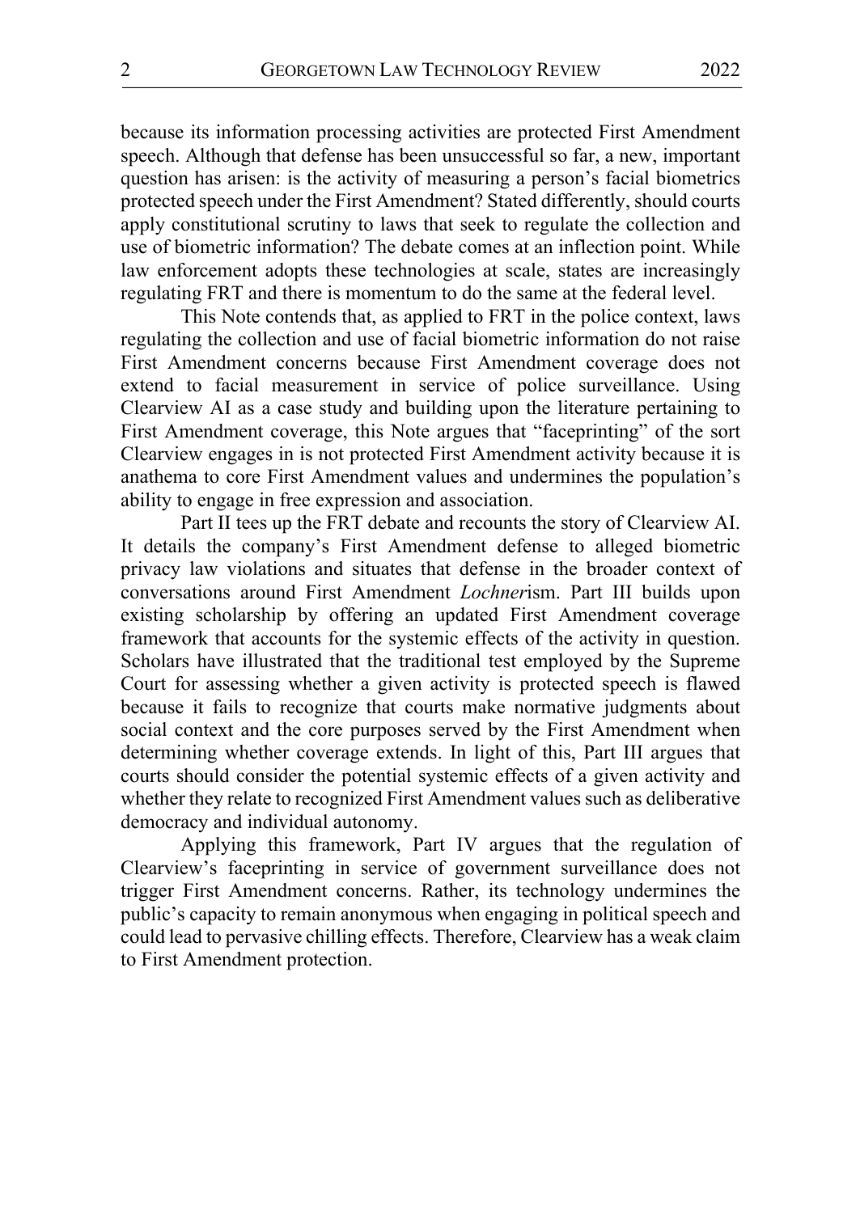because its information processing activities are protected First Amendment speech. Although that defense has been unsuccessful so far, a new, important question has arisen: is the activity of measuring a person's facial biometrics protected speech under the First Amendment? Stated differently, should courts apply constitutional scrutiny to laws that seek to regulate the collection and use of biometric information? The debate comes at an inflection point. While law enforcement adopts these technologies at scale, states are increasingly regulating FRT and there is momentum to do the same at the federal level.

This Note contends that, as applied to FRT in the police context, laws regulating the collection and use of facial biometric information do not raise First Amendment concerns because First Amendment coverage does not extend to facial measurement in service of police surveillance. Using Clearview AI as a case study and building upon the literature pertaining to First Amendment coverage, this Note argues that "faceprinting" of the sort Clearview engages in is not protected First Amendment activity because it is anathema to core First Amendment values and undermines the population's ability to engage in free expression and association.

Part II tees up the FRT debate and recounts the story of Clearview AI. It details the company's First Amendment defense to alleged biometric privacy law violations and situates that defense in the broader context of conversations around First Amendment *Lochner*ism. Part III builds upon existing scholarship by offering an updated First Amendment coverage framework that accounts for the systemic effects of the activity in question. Scholars have illustrated that the traditional test employed by the Supreme Court for assessing whether a given activity is protected speech is flawed because it fails to recognize that courts make normative judgments about social context and the core purposes served by the First Amendment when determining whether coverage extends. In light of this, Part III argues that courts should consider the potential systemic effects of a given activity and whether they relate to recognized First Amendment values such as deliberative democracy and individual autonomy.

Applying this framework, Part IV argues that the regulation of Clearview's faceprinting in service of government surveillance does not trigger First Amendment concerns. Rather, its technology undermines the public's capacity to remain anonymous when engaging in political speech and could lead to pervasive chilling effects. Therefore, Clearview has a weak claim to First Amendment protection.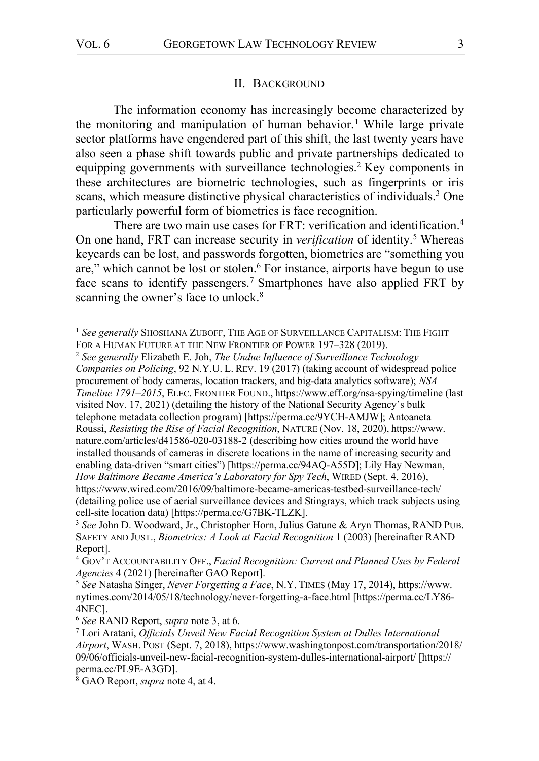## II. BACKGROUND

The information economy has increasingly become characterized by the monitoring and manipulation of human behavior.[1] While large private sector platforms have engendered part of this shift, the last twenty years have also seen a phase shift towards public and private partnerships dedicated to equipping governments with surveillance technologies.[2] Key components in these architectures are biometric technologies, such as fingerprints or iris scans, which measure distinctive physical characteristics of individuals.[3] One particularly powerful form of biometrics is face recognition.

There are two main use cases for FRT: verification and identification.[4] On one hand, FRT can increase security in *verification* of identity.[5] Whereas keycards can be lost, and passwords forgotten, biometrics are "something you are," which cannot be lost or stolen.[6] For instance, airports have begun to use face scans to identify passengers.[7] Smartphones have also applied FRT by scanning the owner's face to unlock.[8]

---

[1] *See generally* SHOSHANA ZUBOFF, THE AGE OF SURVEILLANCE CAPITALISM: THE FIGHT FOR A HUMAN FUTURE AT THE NEW FRONTIER OF POWER 197–328 (2019).

[2] *See generally* Elizabeth E. Joh, *The Undue Influence of Surveillance Technology Companies on Policing*, 92 N.Y.U. L. REV. 19 (2017) (taking account of widespread police procurement of body cameras, location trackers, and big-data analytics software); *NSA Timeline 1791–2015*, ELEC. FRONTIER FOUND., https://www.eff.org/nsa-spying/timeline (last visited Nov. 17, 2021) (detailing the history of the National Security Agency's bulk telephone metadata collection program) [https://perma.cc/9YCH-AMJW]; Antoaneta Roussi, *Resisting the Rise of Facial Recognition*, NATURE (Nov. 18, 2020), https://www.nature.com/articles/d41586-020-03188-2 (describing how cities around the world have installed thousands of cameras in discrete locations in the name of increasing security and enabling data-driven "smart cities") [https://perma.cc/94AQ-A55D]; Lily Hay Newman, *How Baltimore Became America's Laboratory for Spy Tech*, WIRED (Sept. 4, 2016), https://www.wired.com/2016/09/baltimore-became-americas-testbed-surveillance-tech/ (detailing police use of aerial surveillance devices and Stingrays, which track subjects using cell-site location data) [https://perma.cc/G7BK-TLZK].

[3] *See* John D. Woodward, Jr., Christopher Horn, Julius Gatune & Aryn Thomas, RAND PUB. SAFETY AND JUST., *Biometrics: A Look at Facial Recognition* 1 (2003) [hereinafter RAND Report].

[4] GOV'T ACCOUNTABILITY OFF., *Facial Recognition: Current and Planned Uses by Federal Agencies* 4 (2021) [hereinafter GAO Report].

[5] *See* Natasha Singer, *Never Forgetting a Face*, N.Y. TIMES (May 17, 2014), https://www.nytimes.com/2014/05/18/technology/never-forgetting-a-face.html [https://perma.cc/LY86-4NEC].

[6] *See* RAND Report, *supra* note 3, at 6.

[7] Lori Aratani, *Officials Unveil New Facial Recognition System at Dulles International Airport*, WASH. POST (Sept. 7, 2018), https://www.washingtonpost.com/transportation/2018/09/06/officials-unveil-new-facial-recognition-system-dulles-international-airport/ [https://perma.cc/PL9E-A3GD].

[8] GAO Report, *supra* note 4, at 4.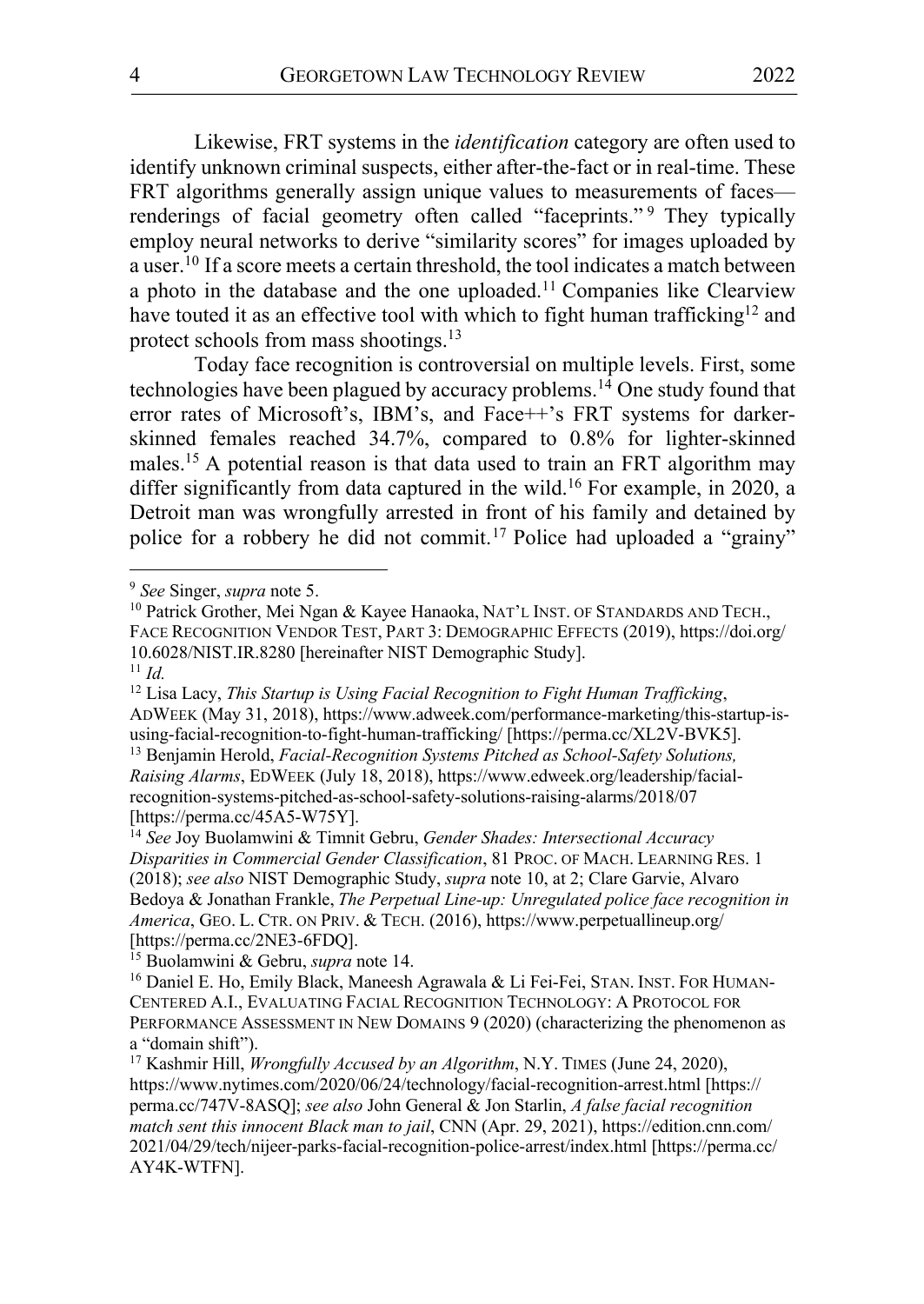Likewise, FRT systems in the *identification* category are often used to identify unknown criminal suspects, either after-the-fact or in real-time. These FRT algorithms generally assign unique values to measurements of faces—renderings of facial geometry often called "faceprints."[9] They typically employ neural networks to derive "similarity scores" for images uploaded by a user.[10] If a score meets a certain threshold, the tool indicates a match between a photo in the database and the one uploaded.[11] Companies like Clearview have touted it as an effective tool with which to fight human trafficking[12] and protect schools from mass shootings.[13]

Today face recognition is controversial on multiple levels. First, some technologies have been plagued by accuracy problems.[14] One study found that error rates of Microsoft's, IBM's, and Face++'s FRT systems for darker-skinned females reached 34.7%, compared to 0.8% for lighter-skinned males.[15] A potential reason is that data used to train an FRT algorithm may differ significantly from data captured in the wild.[16] For example, in 2020, a Detroit man was wrongfully arrested in front of his family and detained by police for a robbery he did not commit.[17] Police had uploaded a "grainy"

---

[9] *See* Singer, *supra* note 5.

[10] Patrick Grother, Mei Ngan & Kayee Hanaoka, NAT'L INST. OF STANDARDS AND TECH., FACE RECOGNITION VENDOR TEST, PART 3: DEMOGRAPHIC EFFECTS (2019), https://doi.org/10.6028/NIST.IR.8280 [hereinafter NIST Demographic Study].

[11] *Id.*

[12] Lisa Lacy, *This Startup is Using Facial Recognition to Fight Human Trafficking*, ADWEEK (May 31, 2018), https://www.adweek.com/performance-marketing/this-startup-is-using-facial-recognition-to-fight-human-trafficking/ [https://perma.cc/XL2V-BVK5].

[13] Benjamin Herold, *Facial-Recognition Systems Pitched as School-Safety Solutions, Raising Alarms*, EDWEEK (July 18, 2018), https://www.edweek.org/leadership/facial-recognition-systems-pitched-as-school-safety-solutions-raising-alarms/2018/07 [https://perma.cc/45A5-W75Y].

[14] *See* Joy Buolamwini & Timnit Gebru, *Gender Shades: Intersectional Accuracy Disparities in Commercial Gender Classification*, 81 PROC. OF MACH. LEARNING RES. 1 (2018); *see also* NIST Demographic Study, *supra* note 10, at 2; Clare Garvie, Alvaro Bedoya & Jonathan Frankle, *The Perpetual Line-up: Unregulated police face recognition in America*, GEO. L. CTR. ON PRIV. & TECH. (2016), https://www.perpetuallineup.org/ [https://perma.cc/2NE3-6FDQ].

[15] Buolamwini & Gebru, *supra* note 14.

[16] Daniel E. Ho, Emily Black, Maneesh Agrawala & Li Fei-Fei, STAN. INST. FOR HUMAN-CENTERED A.I., EVALUATING FACIAL RECOGNITION TECHNOLOGY: A PROTOCOL FOR PERFORMANCE ASSESSMENT IN NEW DOMAINS 9 (2020) (characterizing the phenomenon as a "domain shift").

[17] Kashmir Hill, *Wrongfully Accused by an Algorithm*, N.Y. TIMES (June 24, 2020), https://www.nytimes.com/2020/06/24/technology/facial-recognition-arrest.html [https://perma.cc/747V-8ASQ]; *see also* John General & Jon Starlin, *A false facial recognition match sent this innocent Black man to jail*, CNN (Apr. 29, 2021), https://edition.cnn.com/2021/04/29/tech/nijeer-parks-facial-recognition-police-arrest/index.html [https://perma.cc/AY4K-WTFN].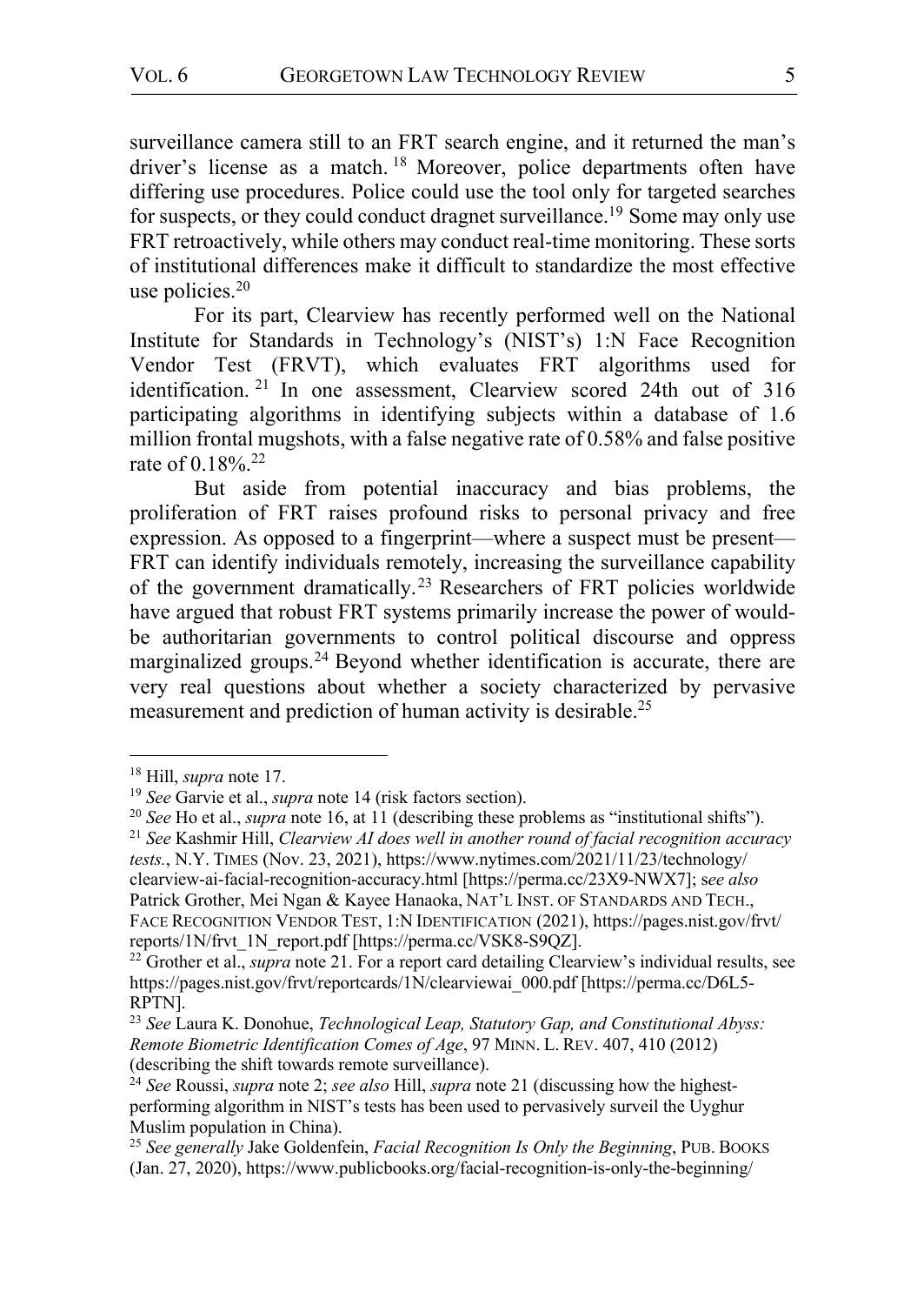surveillance camera still to an FRT search engine, and it returned the man's driver's license as a match.[18] Moreover, police departments often have differing use procedures. Police could use the tool only for targeted searches for suspects, or they could conduct dragnet surveillance.[19] Some may only use FRT retroactively, while others may conduct real-time monitoring. These sorts of institutional differences make it difficult to standardize the most effective use policies.[20]

For its part, Clearview has recently performed well on the National Institute for Standards in Technology's (NIST's) 1:N Face Recognition Vendor Test (FRVT), which evaluates FRT algorithms used for identification.[21] In one assessment, Clearview scored 24th out of 316 participating algorithms in identifying subjects within a database of 1.6 million frontal mugshots, with a false negative rate of 0.58% and false positive rate of 0.18%.[22]

But aside from potential inaccuracy and bias problems, the proliferation of FRT raises profound risks to personal privacy and free expression. As opposed to a fingerprint—where a suspect must be present—FRT can identify individuals remotely, increasing the surveillance capability of the government dramatically.[23] Researchers of FRT policies worldwide have argued that robust FRT systems primarily increase the power of would-be authoritarian governments to control political discourse and oppress marginalized groups.[24] Beyond whether identification is accurate, there are very real questions about whether a society characterized by pervasive measurement and prediction of human activity is desirable.[25]

---

[18] Hill, *supra* note 17.

[19] *See* Garvie et al., *supra* note 14 (risk factors section).

[20] *See* Ho et al., *supra* note 16, at 11 (describing these problems as "institutional shifts").

[21] *See* Kashmir Hill, *Clearview AI does well in another round of facial recognition accuracy tests.*, N.Y. TIMES (Nov. 23, 2021), https://www.nytimes.com/2021/11/23/technology/clearview-ai-facial-recognition-accuracy.html [https://perma.cc/23X9-NWX7]; s*ee also* Patrick Grother, Mei Ngan & Kayee Hanaoka, NAT'L INST. OF STANDARDS AND TECH., FACE RECOGNITION VENDOR TEST, 1:N IDENTIFICATION (2021), https://pages.nist.gov/frvt/reports/1N/frvt_1N_report.pdf [https://perma.cc/VSK8-S9QZ].

[22] Grother et al., *supra* note 21. For a report card detailing Clearview's individual results, see https://pages.nist.gov/frvt/reportcards/1N/clearviewai_000.pdf [https://perma.cc/D6L5-RPTN].

[23] *See* Laura K. Donohue, *Technological Leap, Statutory Gap, and Constitutional Abyss: Remote Biometric Identification Comes of Age*, 97 MINN. L. REV. 407, 410 (2012) (describing the shift towards remote surveillance).

[24] *See* Roussi, *supra* note 2; *see also* Hill, *supra* note 21 (discussing how the highest-performing algorithm in NIST's tests has been used to pervasively surveil the Uyghur Muslim population in China).

[25] *See generally* Jake Goldenfein, *Facial Recognition Is Only the Beginning*, PUB. BOOKS (Jan. 27, 2020), https://www.publicbooks.org/facial-recognition-is-only-the-beginning/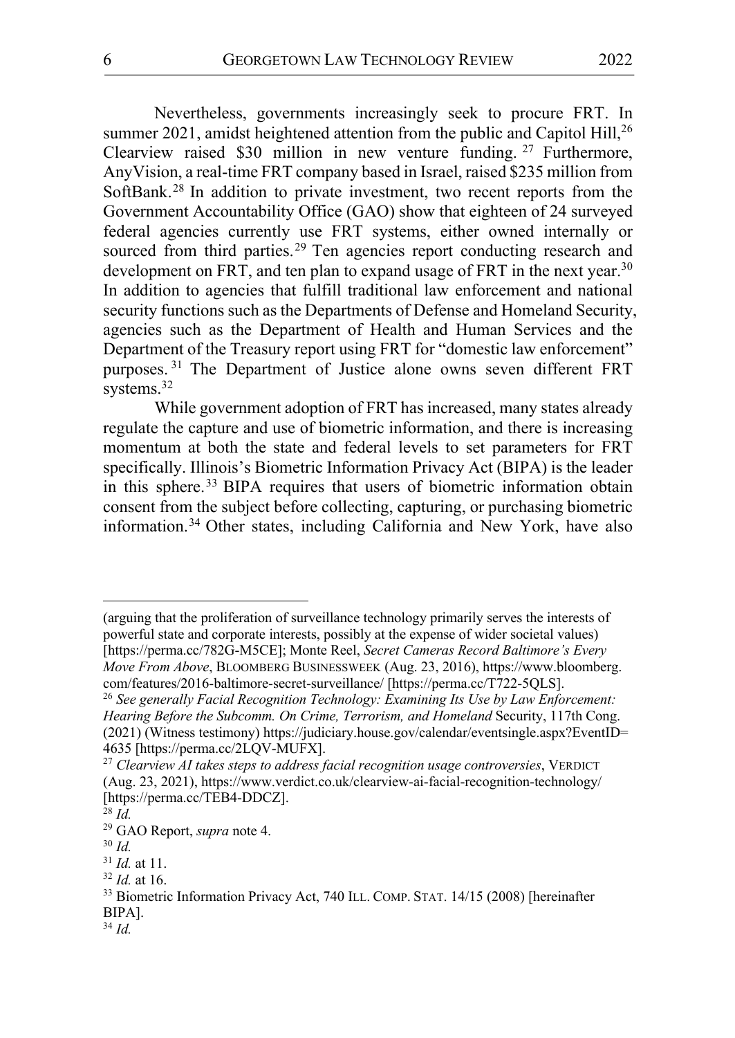Nevertheless, governments increasingly seek to procure FRT. In summer 2021, amidst heightened attention from the public and Capitol Hill,[26] Clearview raised $30 million in new venture funding.[27] Furthermore, AnyVision, a real-time FRT company based in Israel, raised $235 million from SoftBank.[28] In addition to private investment, two recent reports from the Government Accountability Office (GAO) show that eighteen of 24 surveyed federal agencies currently use FRT systems, either owned internally or sourced from third parties.[29] Ten agencies report conducting research and development on FRT, and ten plan to expand usage of FRT in the next year.[30] In addition to agencies that fulfill traditional law enforcement and national security functions such as the Departments of Defense and Homeland Security, agencies such as the Department of Health and Human Services and the Department of the Treasury report using FRT for "domestic law enforcement" purposes.[31] The Department of Justice alone owns seven different FRT systems.[32]

While government adoption of FRT has increased, many states already regulate the capture and use of biometric information, and there is increasing momentum at both the state and federal levels to set parameters for FRT specifically. Illinois's Biometric Information Privacy Act (BIPA) is the leader in this sphere.[33] BIPA requires that users of biometric information obtain consent from the subject before collecting, capturing, or purchasing biometric information.[34] Other states, including California and New York, have also

---

(arguing that the proliferation of surveillance technology primarily serves the interests of powerful state and corporate interests, possibly at the expense of wider societal values) [https://perma.cc/782G-M5CE]; Monte Reel, *Secret Cameras Record Baltimore's Every Move From Above*, BLOOMBERG BUSINESSWEEK (Aug. 23, 2016), https://www.bloomberg.com/features/2016-baltimore-secret-surveillance/ [https://perma.cc/T722-5QLS].

[26] *See generally Facial Recognition Technology: Examining Its Use by Law Enforcement: Hearing Before the Subcomm. On Crime, Terrorism, and Homeland* Security, 117th Cong. (2021) (Witness testimony) https://judiciary.house.gov/calendar/eventsingle.aspx?EventID=4635 [https://perma.cc/2LQV-MUFX].

[27] *Clearview AI takes steps to address facial recognition usage controversies*, VERDICT (Aug. 23, 2021), https://www.verdict.co.uk/clearview-ai-facial-recognition-technology/ [https://perma.cc/TEB4-DDCZ].

[28] *Id.*

[29] GAO Report, *supra* note 4.

[30] *Id.*

[31] *Id.* at 11.

[32] *Id.* at 16.

[33] Biometric Information Privacy Act, 740 ILL. COMP. STAT. 14/15 (2008) [hereinafter BIPA].

[34] *Id.*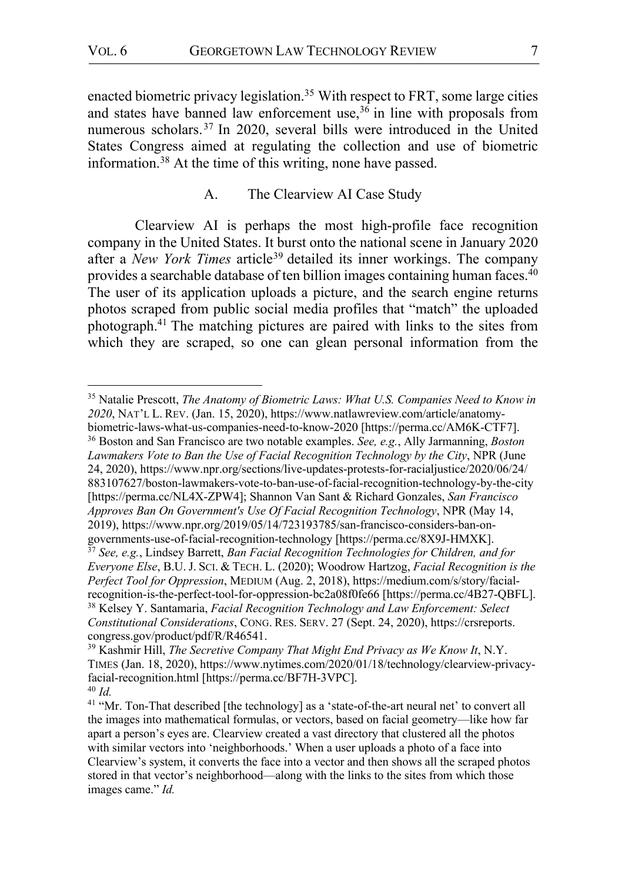enacted biometric privacy legislation.[35] With respect to FRT, some large cities and states have banned law enforcement use,[36] in line with proposals from numerous scholars.[37] In 2020, several bills were introduced in the United States Congress aimed at regulating the collection and use of biometric information.[38] At the time of this writing, none have passed.

### A. The Clearview AI Case Study

Clearview AI is perhaps the most high-profile face recognition company in the United States. It burst onto the national scene in January 2020 after a *New York Times* article[39] detailed its inner workings. The company provides a searchable database of ten billion images containing human faces.[40] The user of its application uploads a picture, and the search engine returns photos scraped from public social media profiles that "match" the uploaded photograph.[41] The matching pictures are paired with links to the sites from which they are scraped, so one can glean personal information from the

---

[35] Natalie Prescott, *The Anatomy of Biometric Laws: What U.S. Companies Need to Know in 2020*, NAT'L L. REV. (Jan. 15, 2020), https://www.natlawreview.com/article/anatomy-biometric-laws-what-us-companies-need-to-know-2020 [https://perma.cc/AM6K-CTF7].

[36] Boston and San Francisco are two notable examples. *See, e.g.*, Ally Jarmanning, *Boston Lawmakers Vote to Ban the Use of Facial Recognition Technology by the City*, NPR (June 24, 2020), https://www.npr.org/sections/live-updates-protests-for-racialjustice/2020/06/24/883107627/boston-lawmakers-vote-to-ban-use-of-facial-recognition-technology-by-the-city [https://perma.cc/NL4X-ZPW4]; Shannon Van Sant & Richard Gonzales, *San Francisco Approves Ban On Government's Use Of Facial Recognition Technology*, NPR (May 14, 2019), https://www.npr.org/2019/05/14/723193785/san-francisco-considers-ban-on-governments-use-of-facial-recognition-technology [https://perma.cc/8X9J-HMXK].

[37] *See, e.g.*, Lindsey Barrett, *Ban Facial Recognition Technologies for Children, and for Everyone Else*, B.U. J. SCI. & TECH. L. (2020); Woodrow Hartzog, *Facial Recognition is the Perfect Tool for Oppression*, MEDIUM (Aug. 2, 2018), https://medium.com/s/story/facial-recognition-is-the-perfect-tool-for-oppression-bc2a08f0fe66 [https://perma.cc/4B27-QBFL].

[38] Kelsey Y. Santamaria, *Facial Recognition Technology and Law Enforcement: Select Constitutional Considerations*, CONG. RES. SERV. 27 (Sept. 24, 2020), https://crsreports.congress.gov/product/pdf/R/R46541.

[39] Kashmir Hill, *The Secretive Company That Might End Privacy as We Know It*, N.Y. TIMES (Jan. 18, 2020), https://www.nytimes.com/2020/01/18/technology/clearview-privacy-facial-recognition.html [https://perma.cc/BF7H-3VPC].

[40] *Id.*

[41] "Mr. Ton-That described [the technology] as a 'state-of-the-art neural net' to convert all the images into mathematical formulas, or vectors, based on facial geometry—like how far apart a person's eyes are. Clearview created a vast directory that clustered all the photos with similar vectors into 'neighborhoods.' When a user uploads a photo of a face into Clearview's system, it converts the face into a vector and then shows all the scraped photos stored in that vector's neighborhood—along with the links to the sites from which those images came." *Id.*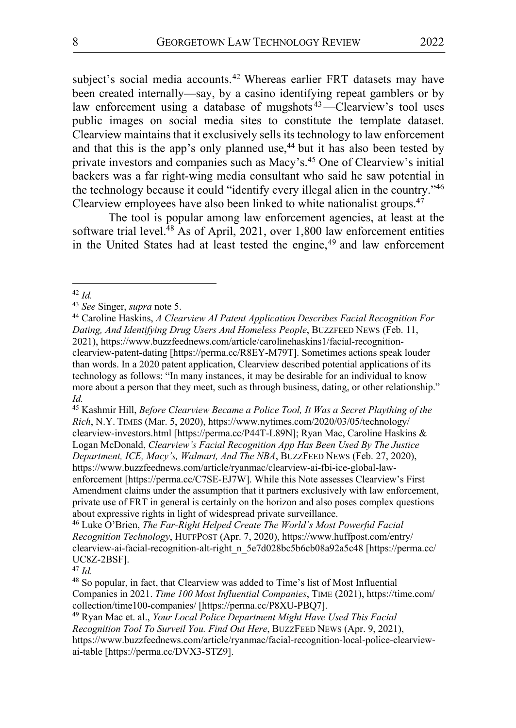subject's social media accounts.[42] Whereas earlier FRT datasets may have been created internally—say, by a casino identifying repeat gamblers or by law enforcement using a database of mugshots[43]—Clearview's tool uses public images on social media sites to constitute the template dataset. Clearview maintains that it exclusively sells its technology to law enforcement and that this is the app's only planned use,[44] but it has also been tested by private investors and companies such as Macy's.[45] One of Clearview's initial backers was a far right-wing media consultant who said he saw potential in the technology because it could "identify every illegal alien in the country."[46] Clearview employees have also been linked to white nationalist groups.[47]

The tool is popular among law enforcement agencies, at least at the software trial level.[48] As of April, 2021, over 1,800 law enforcement entities in the United States had at least tested the engine,[49] and law enforcement

---

[42] *Id.*

[43] *See* Singer, *supra* note 5.

[44] Caroline Haskins, *A Clearview AI Patent Application Describes Facial Recognition For Dating, And Identifying Drug Users And Homeless People*, BUZZFEED NEWS (Feb. 11, 2021), https://www.buzzfeednews.com/article/carolinehaskins1/facial-recognition-clearview-patent-dating [https://perma.cc/R8EY-M79T]. Sometimes actions speak louder than words. In a 2020 patent application, Clearview described potential applications of its technology as follows: "In many instances, it may be desirable for an individual to know more about a person that they meet, such as through business, dating, or other relationship." *Id.*

[45] Kashmir Hill, *Before Clearview Became a Police Tool, It Was a Secret Plaything of the Rich*, N.Y. TIMES (Mar. 5, 2020), https://www.nytimes.com/2020/03/05/technology/clearview-investors.html [https://perma.cc/P44T-L89N]; Ryan Mac, Caroline Haskins & Logan McDonald, *Clearview's Facial Recognition App Has Been Used By The Justice Department, ICE, Macy's, Walmart, And The NBA*, BUZZFEED NEWS (Feb. 27, 2020), https://www.buzzfeednews.com/article/ryanmac/clearview-ai-fbi-ice-global-law-enforcement [https://perma.cc/C7SE-EJ7W]. While this Note assesses Clearview's First Amendment claims under the assumption that it partners exclusively with law enforcement, private use of FRT in general is certainly on the horizon and also poses complex questions about expressive rights in light of widespread private surveillance.

[46] Luke O'Brien, *The Far-Right Helped Create The World's Most Powerful Facial Recognition Technology*, HUFFPOST (Apr. 7, 2020), https://www.huffpost.com/entry/clearview-ai-facial-recognition-alt-right_n_5e7d028bc5b6cb08a92a5c48 [https://perma.cc/UC8Z-2BSF].

[47] *Id.*

[48] So popular, in fact, that Clearview was added to Time's list of Most Influential Companies in 2021. *Time 100 Most Influential Companies*, TIME (2021), https://time.com/collection/time100-companies/ [https://perma.cc/P8XU-PBQ7].

[49] Ryan Mac et. al., *Your Local Police Department Might Have Used This Facial Recognition Tool To Surveil You. Find Out Here*, BUZZFEED NEWS (Apr. 9, 2021), https://www.buzzfeednews.com/article/ryanmac/facial-recognition-local-police-clearview-ai-table [https://perma.cc/DVX3-STZ9].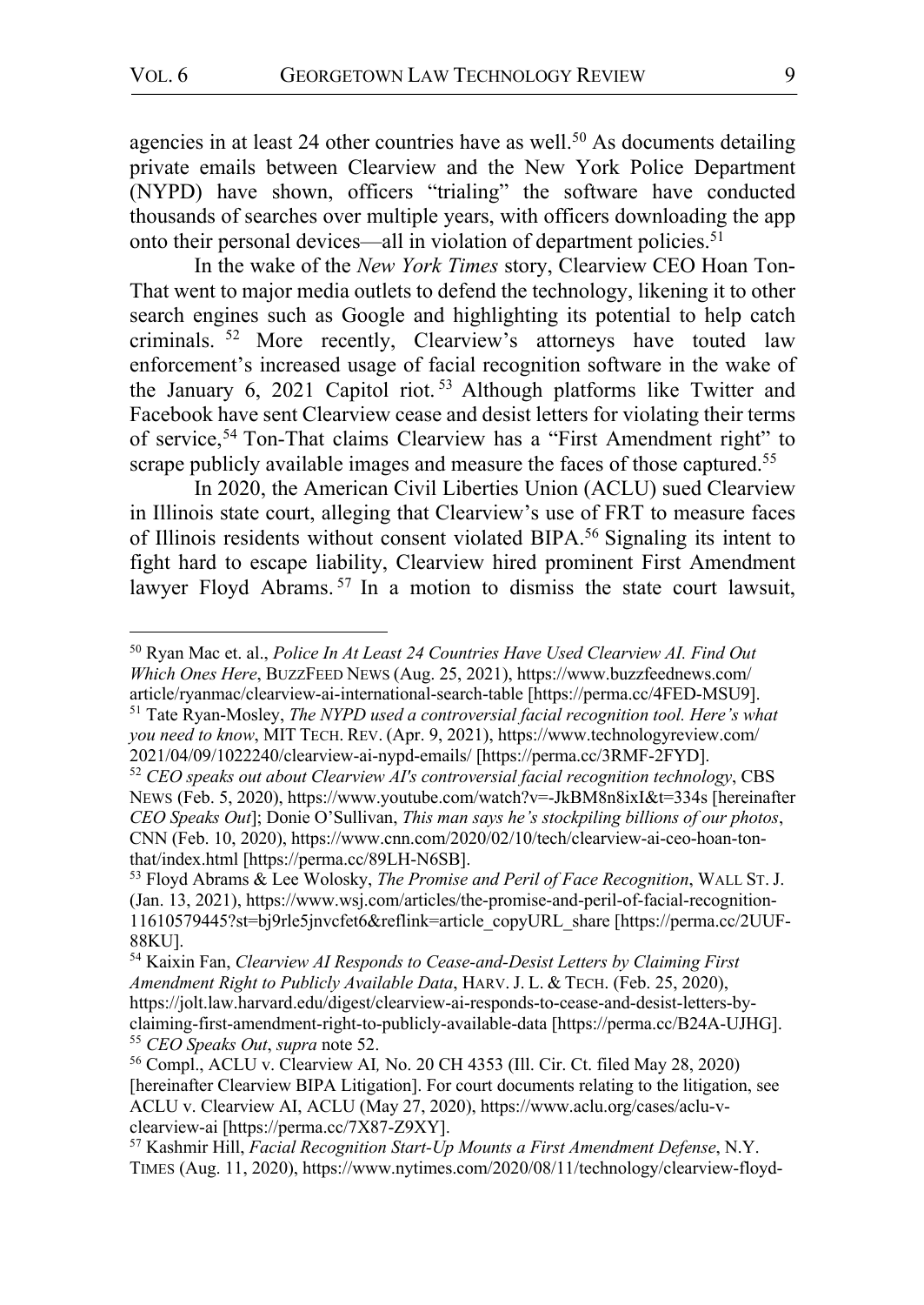agencies in at least 24 other countries have as well.[50] As documents detailing private emails between Clearview and the New York Police Department (NYPD) have shown, officers "trialing" the software have conducted thousands of searches over multiple years, with officers downloading the app onto their personal devices—all in violation of department policies.[51]

In the wake of the *New York Times* story, Clearview CEO Hoan Ton-That went to major media outlets to defend the technology, likening it to other search engines such as Google and highlighting its potential to help catch criminals.[52] More recently, Clearview's attorneys have touted law enforcement's increased usage of facial recognition software in the wake of the January 6, 2021 Capitol riot.[53] Although platforms like Twitter and Facebook have sent Clearview cease and desist letters for violating their terms of service,[54] Ton-That claims Clearview has a "First Amendment right" to scrape publicly available images and measure the faces of those captured.[55]

In 2020, the American Civil Liberties Union (ACLU) sued Clearview in Illinois state court, alleging that Clearview's use of FRT to measure faces of Illinois residents without consent violated BIPA.[56] Signaling its intent to fight hard to escape liability, Clearview hired prominent First Amendment lawyer Floyd Abrams.[57] In a motion to dismiss the state court lawsuit,

---

[50] Ryan Mac et. al., *Police In At Least 24 Countries Have Used Clearview AI. Find Out Which Ones Here*, BUZZFEED NEWS (Aug. 25, 2021), https://www.buzzfeednews.com/article/ryanmac/clearview-ai-international-search-table [https://perma.cc/4FED-MSU9].

[51] Tate Ryan-Mosley, *The NYPD used a controversial facial recognition tool. Here's what you need to know*, MIT TECH. REV. (Apr. 9, 2021), https://www.technologyreview.com/2021/04/09/1022240/clearview-ai-nypd-emails/ [https://perma.cc/3RMF-2FYD].

[52] *CEO speaks out about Clearview AI's controversial facial recognition technology*, CBS NEWS (Feb. 5, 2020), https://www.youtube.com/watch?v=-JkBM8n8ixI&t=334s [hereinafter *CEO Speaks Out*]; Donie O'Sullivan, *This man says he's stockpiling billions of our photos*, CNN (Feb. 10, 2020), https://www.cnn.com/2020/02/10/tech/clearview-ai-ceo-hoan-ton-that/index.html [https://perma.cc/89LH-N6SB].

[53] Floyd Abrams & Lee Wolosky, *The Promise and Peril of Face Recognition*, WALL ST. J. (Jan. 13, 2021), https://www.wsj.com/articles/the-promise-and-peril-of-facial-recognition-11610579445?st=bj9rle5jnvcfet6&reflink=article_copyURL_share [https://perma.cc/2UUF-88KU].

[54] Kaixin Fan, *Clearview AI Responds to Cease-and-Desist Letters by Claiming First Amendment Right to Publicly Available Data*, HARV. J. L. & TECH. (Feb. 25, 2020), https://jolt.law.harvard.edu/digest/clearview-ai-responds-to-cease-and-desist-letters-by-claiming-first-amendment-right-to-publicly-available-data [https://perma.cc/B24A-UJHG].

[55] *CEO Speaks Out*, *supra* note 52.

[56] Compl., ACLU v. Clearview AI*,* No. 20 CH 4353 (Ill. Cir. Ct. filed May 28, 2020) [hereinafter Clearview BIPA Litigation]. For court documents relating to the litigation, see ACLU v. Clearview AI, ACLU (May 27, 2020), https://www.aclu.org/cases/aclu-v-clearview-ai [https://perma.cc/7X87-Z9XY].

[57] Kashmir Hill, *Facial Recognition Start-Up Mounts a First Amendment Defense*, N.Y. TIMES (Aug. 11, 2020), https://www.nytimes.com/2020/08/11/technology/clearview-floyd-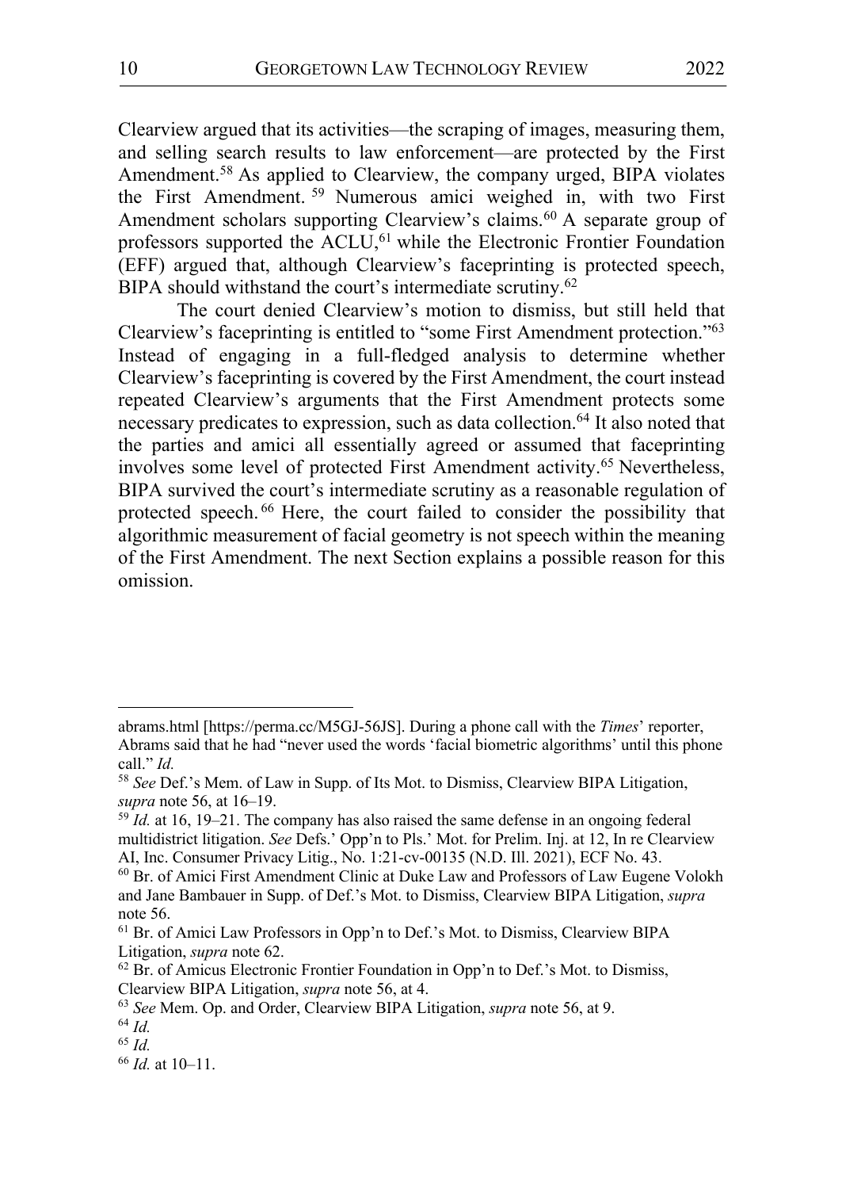Clearview argued that its activities—the scraping of images, measuring them, and selling search results to law enforcement—are protected by the First Amendment.[58] As applied to Clearview, the company urged, BIPA violates the First Amendment.[59] Numerous amici weighed in, with two First Amendment scholars supporting Clearview's claims.[60] A separate group of professors supported the ACLU,[61] while the Electronic Frontier Foundation (EFF) argued that, although Clearview's faceprinting is protected speech, BIPA should withstand the court's intermediate scrutiny.[62]

The court denied Clearview's motion to dismiss, but still held that Clearview's faceprinting is entitled to "some First Amendment protection."[63] Instead of engaging in a full-fledged analysis to determine whether Clearview's faceprinting is covered by the First Amendment, the court instead repeated Clearview's arguments that the First Amendment protects some necessary predicates to expression, such as data collection.[64] It also noted that the parties and amici all essentially agreed or assumed that faceprinting involves some level of protected First Amendment activity.[65] Nevertheless, BIPA survived the court's intermediate scrutiny as a reasonable regulation of protected speech.[66] Here, the court failed to consider the possibility that algorithmic measurement of facial geometry is not speech within the meaning of the First Amendment. The next Section explains a possible reason for this omission.

---

abrams.html [https://perma.cc/M5GJ-56JS]. During a phone call with the *Times*' reporter, Abrams said that he had "never used the words 'facial biometric algorithms' until this phone call." *Id.*

[58] *See* Def.'s Mem. of Law in Supp. of Its Mot. to Dismiss, Clearview BIPA Litigation, *supra* note 56, at 16–19.

[59] *Id.* at 16, 19–21. The company has also raised the same defense in an ongoing federal multidistrict litigation. *See* Defs.' Opp'n to Pls.' Mot. for Prelim. Inj. at 12, In re Clearview AI, Inc. Consumer Privacy Litig., No. 1:21-cv-00135 (N.D. Ill. 2021), ECF No. 43.

[60] Br. of Amici First Amendment Clinic at Duke Law and Professors of Law Eugene Volokh and Jane Bambauer in Supp. of Def.'s Mot. to Dismiss, Clearview BIPA Litigation, *supra* note 56.

[61] Br. of Amici Law Professors in Opp'n to Def.'s Mot. to Dismiss, Clearview BIPA Litigation, *supra* note 62.

[62] Br. of Amicus Electronic Frontier Foundation in Opp'n to Def.'s Mot. to Dismiss, Clearview BIPA Litigation, *supra* note 56, at 4.

[63] *See* Mem. Op. and Order, Clearview BIPA Litigation, *supra* note 56, at 9.

[64] *Id.*

[65] *Id.*

[66] *Id.* at 10–11.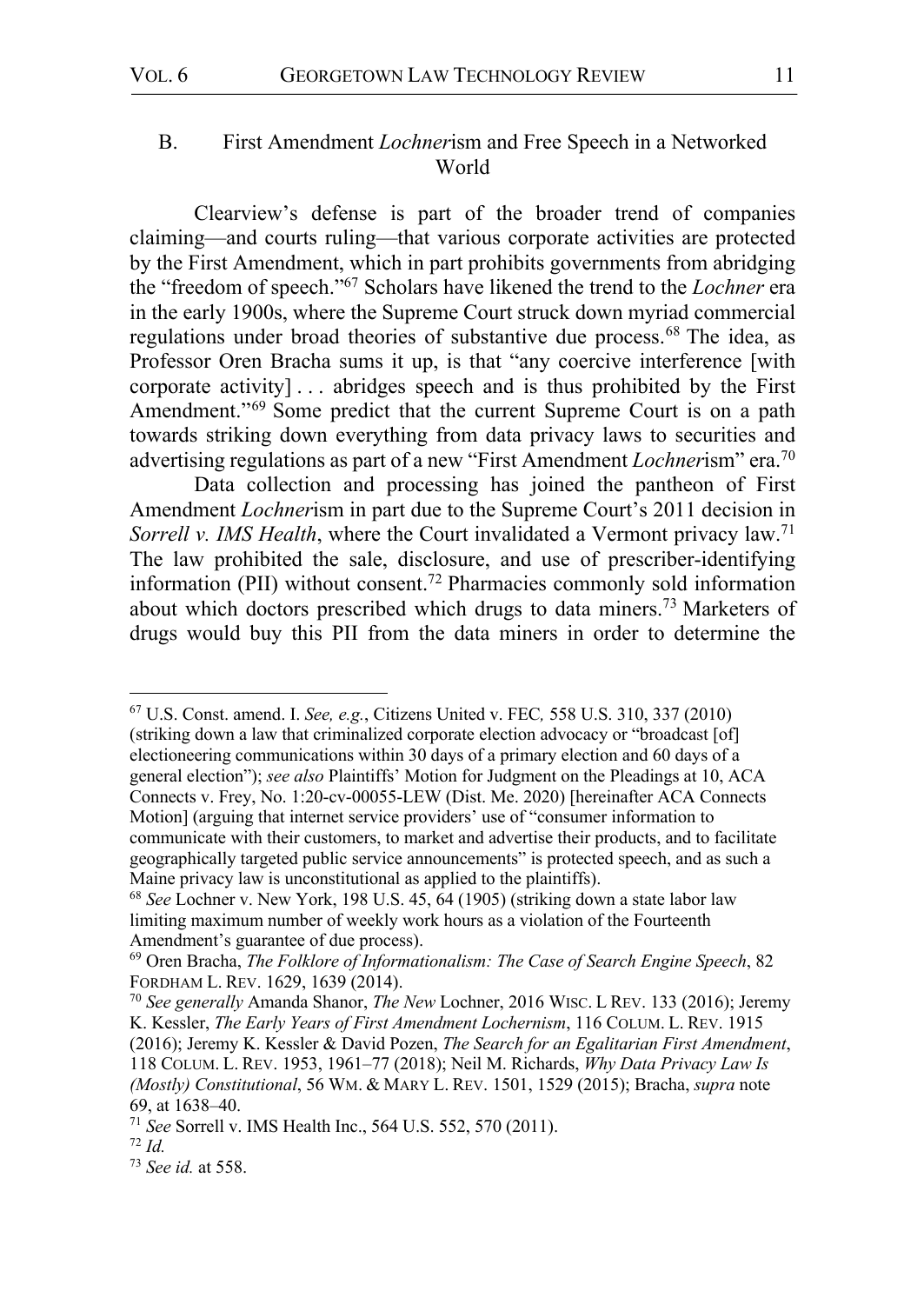### B. First Amendment *Lochner*ism and Free Speech in a Networked World

Clearview's defense is part of the broader trend of companies claiming—and courts ruling—that various corporate activities are protected by the First Amendment, which in part prohibits governments from abridging the "freedom of speech."[67] Scholars have likened the trend to the *Lochner* era in the early 1900s, where the Supreme Court struck down myriad commercial regulations under broad theories of substantive due process.[68] The idea, as Professor Oren Bracha sums it up, is that "any coercive interference [with corporate activity] . . . abridges speech and is thus prohibited by the First Amendment."[69] Some predict that the current Supreme Court is on a path towards striking down everything from data privacy laws to securities and advertising regulations as part of a new "First Amendment *Lochner*ism" era.[70]

Data collection and processing has joined the pantheon of First Amendment *Lochner*ism in part due to the Supreme Court's 2011 decision in *Sorrell v. IMS Health*, where the Court invalidated a Vermont privacy law.[71] The law prohibited the sale, disclosure, and use of prescriber-identifying information (PII) without consent.[72] Pharmacies commonly sold information about which doctors prescribed which drugs to data miners.[73] Marketers of drugs would buy this PII from the data miners in order to determine the

---

[67] U.S. Const. amend. I. *See, e.g.*, Citizens United v. FEC*,* 558 U.S. 310, 337 (2010) (striking down a law that criminalized corporate election advocacy or "broadcast [of] electioneering communications within 30 days of a primary election and 60 days of a general election"); *see also* Plaintiffs' Motion for Judgment on the Pleadings at 10, ACA Connects v. Frey, No. 1:20-cv-00055-LEW (Dist. Me. 2020) [hereinafter ACA Connects Motion] (arguing that internet service providers' use of "consumer information to communicate with their customers, to market and advertise their products, and to facilitate geographically targeted public service announcements" is protected speech, and as such a Maine privacy law is unconstitutional as applied to the plaintiffs).

[68] *See* Lochner v. New York, 198 U.S. 45, 64 (1905) (striking down a state labor law limiting maximum number of weekly work hours as a violation of the Fourteenth Amendment's guarantee of due process).

[69] Oren Bracha, *The Folklore of Informationalism: The Case of Search Engine Speech*, 82 FORDHAM L. REV. 1629, 1639 (2014).

[70] *See generally* Amanda Shanor, *The New* Lochner, 2016 WISC. L REV. 133 (2016); Jeremy K. Kessler, *The Early Years of First Amendment Lochernism*, 116 COLUM. L. REV. 1915 (2016); Jeremy K. Kessler & David Pozen, *The Search for an Egalitarian First Amendment*, 118 COLUM. L. REV. 1953, 1961–77 (2018); Neil M. Richards, *Why Data Privacy Law Is (Mostly) Constitutional*, 56 WM. & MARY L. REV. 1501, 1529 (2015); Bracha, *supra* note 69, at 1638–40.

[71] *See* Sorrell v. IMS Health Inc., 564 U.S. 552, 570 (2011).

[72] *Id.*

[73] *See id.* at 558.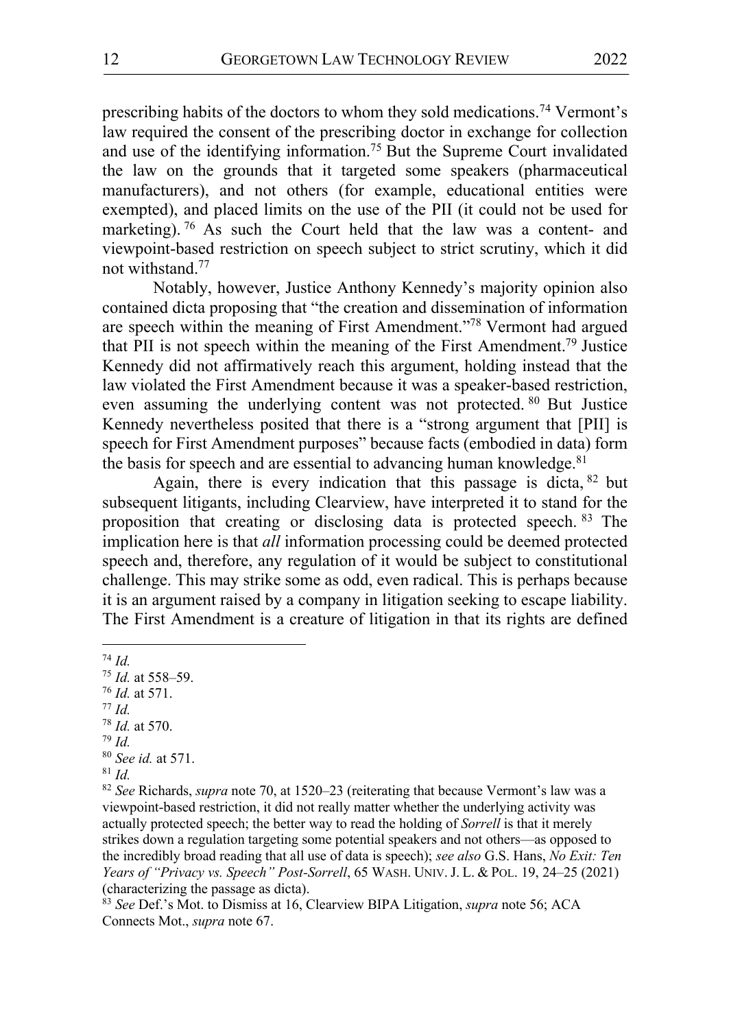prescribing habits of the doctors to whom they sold medications.[74] Vermont's law required the consent of the prescribing doctor in exchange for collection and use of the identifying information.[75] But the Supreme Court invalidated the law on the grounds that it targeted some speakers (pharmaceutical manufacturers), and not others (for example, educational entities were exempted), and placed limits on the use of the PII (it could not be used for marketing).[76] As such the Court held that the law was a content- and viewpoint-based restriction on speech subject to strict scrutiny, which it did not withstand.[77]

Notably, however, Justice Anthony Kennedy's majority opinion also contained dicta proposing that "the creation and dissemination of information are speech within the meaning of First Amendment."[78] Vermont had argued that PII is not speech within the meaning of the First Amendment.[79] Justice Kennedy did not affirmatively reach this argument, holding instead that the law violated the First Amendment because it was a speaker-based restriction, even assuming the underlying content was not protected.[80] But Justice Kennedy nevertheless posited that there is a "strong argument that [PII] is speech for First Amendment purposes" because facts (embodied in data) form the basis for speech and are essential to advancing human knowledge.[81]

Again, there is every indication that this passage is dicta,[82] but subsequent litigants, including Clearview, have interpreted it to stand for the proposition that creating or disclosing data is protected speech.[83] The implication here is that *all* information processing could be deemed protected speech and, therefore, any regulation of it would be subject to constitutional challenge. This may strike some as odd, even radical. This is perhaps because it is an argument raised by a company in litigation seeking to escape liability. The First Amendment is a creature of litigation in that its rights are defined

---

[74] *Id.*

[75] *Id.* at 558–59.

[76] *Id.* at 571.

[77] *Id.*

[78] *Id.* at 570.

[79] *Id.*

[80] *See id.* at 571.

[81] *Id.*

[82] *See* Richards, *supra* note 70, at 1520–23 (reiterating that because Vermont's law was a viewpoint-based restriction, it did not really matter whether the underlying activity was actually protected speech; the better way to read the holding of *Sorrell* is that it merely strikes down a regulation targeting some potential speakers and not others—as opposed to the incredibly broad reading that all use of data is speech); *see also* G.S. Hans, *No Exit: Ten Years of "Privacy vs. Speech" Post-Sorrell*, 65 WASH. UNIV. J. L. & POL. 19, 24–25 (2021) (characterizing the passage as dicta).

[83] *See* Def.'s Mot. to Dismiss at 16, Clearview BIPA Litigation, *supra* note 56; ACA Connects Mot., *supra* note 67.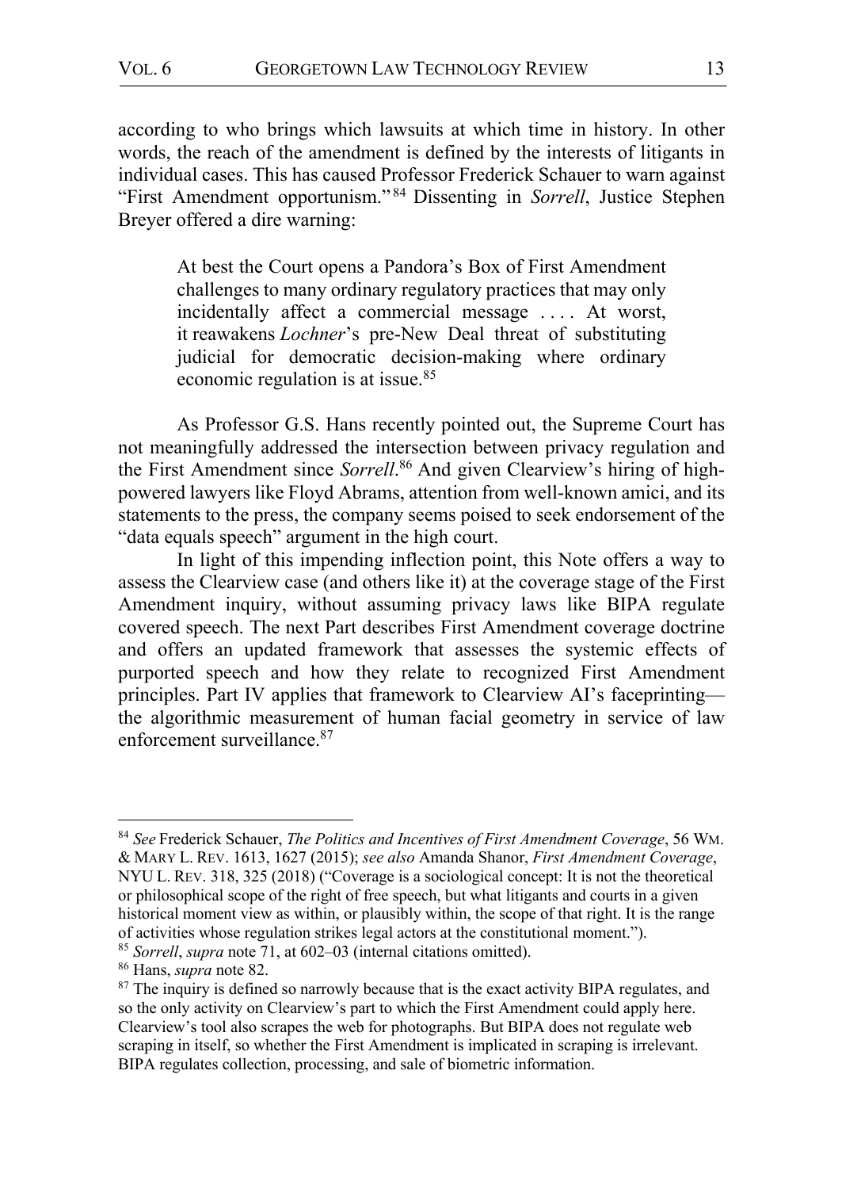according to who brings which lawsuits at which time in history. In other words, the reach of the amendment is defined by the interests of litigants in individual cases. This has caused Professor Frederick Schauer to warn against "First Amendment opportunism."[84] Dissenting in *Sorrell*, Justice Stephen Breyer offered a dire warning:

> At best the Court opens a Pandora's Box of First Amendment challenges to many ordinary regulatory practices that may only incidentally affect a commercial message . . . . At worst, it reawakens *Lochner*'s pre-New Deal threat of substituting judicial for democratic decision-making where ordinary economic regulation is at issue.[85]

As Professor G.S. Hans recently pointed out, the Supreme Court has not meaningfully addressed the intersection between privacy regulation and the First Amendment since *Sorrell*.[86] And given Clearview's hiring of high-powered lawyers like Floyd Abrams, attention from well-known amici, and its statements to the press, the company seems poised to seek endorsement of the "data equals speech" argument in the high court.

In light of this impending inflection point, this Note offers a way to assess the Clearview case (and others like it) at the coverage stage of the First Amendment inquiry, without assuming privacy laws like BIPA regulate covered speech. The next Part describes First Amendment coverage doctrine and offers an updated framework that assesses the systemic effects of purported speech and how they relate to recognized First Amendment principles. Part IV applies that framework to Clearview AI's faceprinting—the algorithmic measurement of human facial geometry in service of law enforcement surveillance.[87]

---

[84] *See* Frederick Schauer, *The Politics and Incentives of First Amendment Coverage*, 56 WM. & MARY L. REV. 1613, 1627 (2015); *see also* Amanda Shanor, *First Amendment Coverage*, NYU L. REV. 318, 325 (2018) ("Coverage is a sociological concept: It is not the theoretical or philosophical scope of the right of free speech, but what litigants and courts in a given historical moment view as within, or plausibly within, the scope of that right. It is the range of activities whose regulation strikes legal actors at the constitutional moment.").

[85] *Sorrell*, *supra* note 71, at 602–03 (internal citations omitted).

[86] Hans, *supra* note 82.

[87] The inquiry is defined so narrowly because that is the exact activity BIPA regulates, and so the only activity on Clearview's part to which the First Amendment could apply here. Clearview's tool also scrapes the web for photographs. But BIPA does not regulate web scraping in itself, so whether the First Amendment is implicated in scraping is irrelevant. BIPA regulates collection, processing, and sale of biometric information.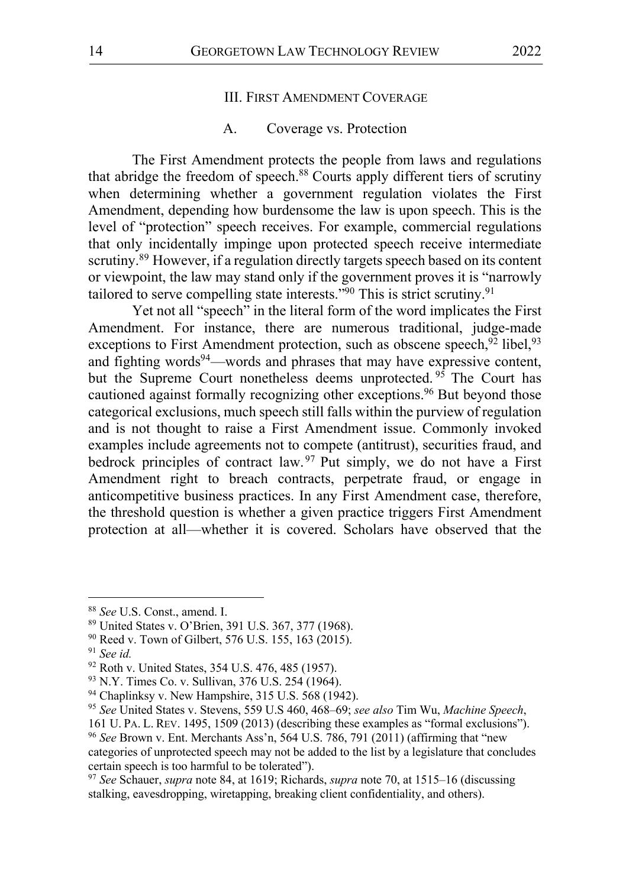## III. First Amendment Coverage

### A. Coverage vs. Protection

The First Amendment protects the people from laws and regulations that abridge the freedom of speech.[88] Courts apply different tiers of scrutiny when determining whether a government regulation violates the First Amendment, depending how burdensome the law is upon speech. This is the level of "protection" speech receives. For example, commercial regulations that only incidentally impinge upon protected speech receive intermediate scrutiny.[89] However, if a regulation directly targets speech based on its content or viewpoint, the law may stand only if the government proves it is "narrowly tailored to serve compelling state interests."[90] This is strict scrutiny.[91]

Yet not all "speech" in the literal form of the word implicates the First Amendment. For instance, there are numerous traditional, judge-made exceptions to First Amendment protection, such as obscene speech,[92] libel,[93] and fighting words[94]—words and phrases that may have expressive content, but the Supreme Court nonetheless deems unprotected.[95] The Court has cautioned against formally recognizing other exceptions.[96] But beyond those categorical exclusions, much speech still falls within the purview of regulation and is not thought to raise a First Amendment issue. Commonly invoked examples include agreements not to compete (antitrust), securities fraud, and bedrock principles of contract law.[97] Put simply, we do not have a First Amendment right to breach contracts, perpetrate fraud, or engage in anticompetitive business practices. In any First Amendment case, therefore, the threshold question is whether a given practice triggers First Amendment protection at all—whether it is covered. Scholars have observed that the

---

[88] *See* U.S. Const., amend. I.

[89] United States v. O'Brien, 391 U.S. 367, 377 (1968).

[90] Reed v. Town of Gilbert, 576 U.S. 155, 163 (2015).

[91] *See id.*

[92] Roth v. United States, 354 U.S. 476, 485 (1957).

[93] N.Y. Times Co. v. Sullivan, 376 U.S. 254 (1964).

[94] Chaplinksy v. New Hampshire, 315 U.S. 568 (1942).

[95] *See* United States v. Stevens, 559 U.S 460, 468–69; *see also* Tim Wu, *Machine Speech*, 161 U. Pa. L. Rev. 1495, 1509 (2013) (describing these examples as "formal exclusions").

[96] *See* Brown v. Ent. Merchants Ass'n, 564 U.S. 786, 791 (2011) (affirming that "new categories of unprotected speech may not be added to the list by a legislature that concludes certain speech is too harmful to be tolerated").

[97] *See* Schauer, *supra* note 84, at 1619; Richards, *supra* note 70, at 1515–16 (discussing stalking, eavesdropping, wiretapping, breaking client confidentiality, and others).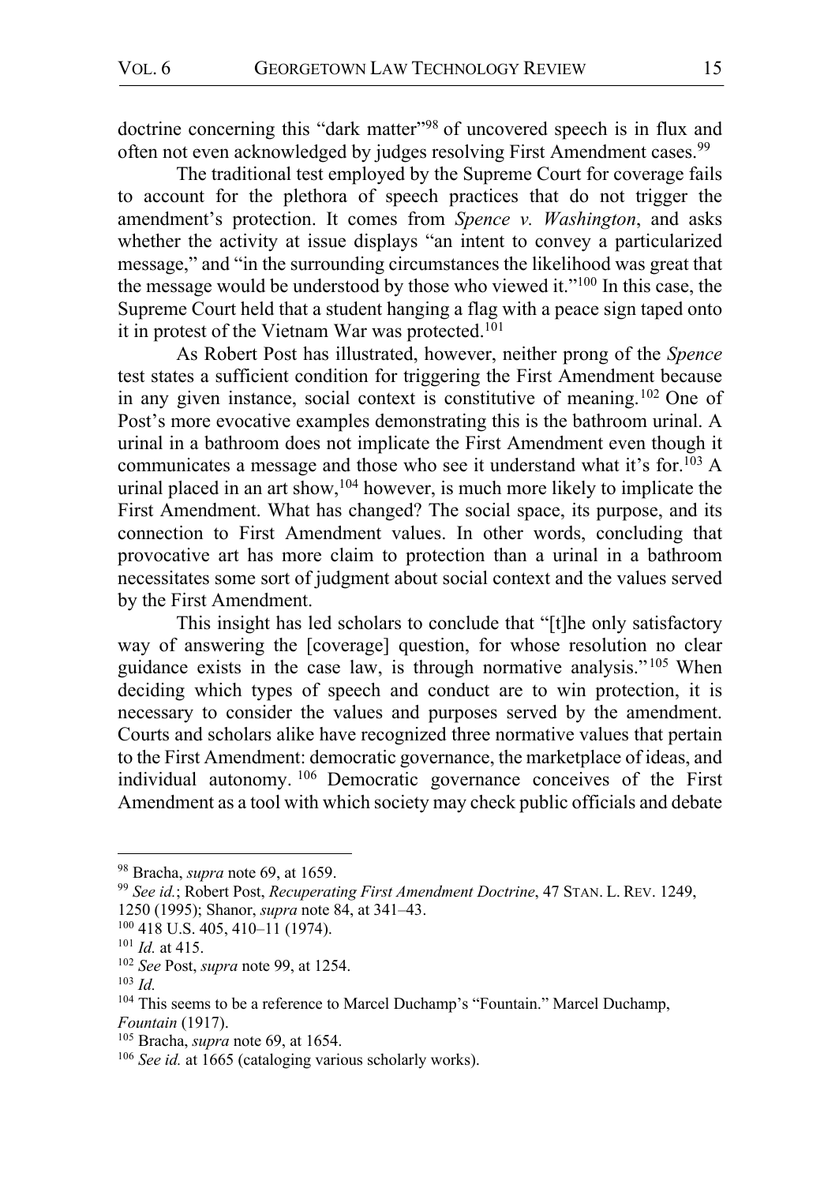doctrine concerning this "dark matter"[98] of uncovered speech is in flux and often not even acknowledged by judges resolving First Amendment cases.[99]

The traditional test employed by the Supreme Court for coverage fails to account for the plethora of speech practices that do not trigger the amendment's protection. It comes from *Spence v. Washington*, and asks whether the activity at issue displays "an intent to convey a particularized message," and "in the surrounding circumstances the likelihood was great that the message would be understood by those who viewed it."[100] In this case, the Supreme Court held that a student hanging a flag with a peace sign taped onto it in protest of the Vietnam War was protected.[101]

As Robert Post has illustrated, however, neither prong of the *Spence* test states a sufficient condition for triggering the First Amendment because in any given instance, social context is constitutive of meaning.[102] One of Post's more evocative examples demonstrating this is the bathroom urinal. A urinal in a bathroom does not implicate the First Amendment even though it communicates a message and those who see it understand what it's for.[103] A urinal placed in an art show,[104] however, is much more likely to implicate the First Amendment. What has changed? The social space, its purpose, and its connection to First Amendment values. In other words, concluding that provocative art has more claim to protection than a urinal in a bathroom necessitates some sort of judgment about social context and the values served by the First Amendment.

This insight has led scholars to conclude that "[t]he only satisfactory way of answering the [coverage] question, for whose resolution no clear guidance exists in the case law, is through normative analysis."[105] When deciding which types of speech and conduct are to win protection, it is necessary to consider the values and purposes served by the amendment. Courts and scholars alike have recognized three normative values that pertain to the First Amendment: democratic governance, the marketplace of ideas, and individual autonomy.[106] Democratic governance conceives of the First Amendment as a tool with which society may check public officials and debate

---

[98] Bracha, *supra* note 69, at 1659.

[99] *See id.*; Robert Post, *Recuperating First Amendment Doctrine*, 47 STAN. L. REV. 1249, 1250 (1995); Shanor, *supra* note 84, at 341–43.

[100] 418 U.S. 405, 410–11 (1974).

[101] *Id.* at 415.

[102] *See* Post, *supra* note 99, at 1254.

[103] *Id.*

[104] This seems to be a reference to Marcel Duchamp's "Fountain." Marcel Duchamp, *Fountain* (1917).

[105] Bracha, *supra* note 69, at 1654.

[106] *See id.* at 1665 (cataloging various scholarly works).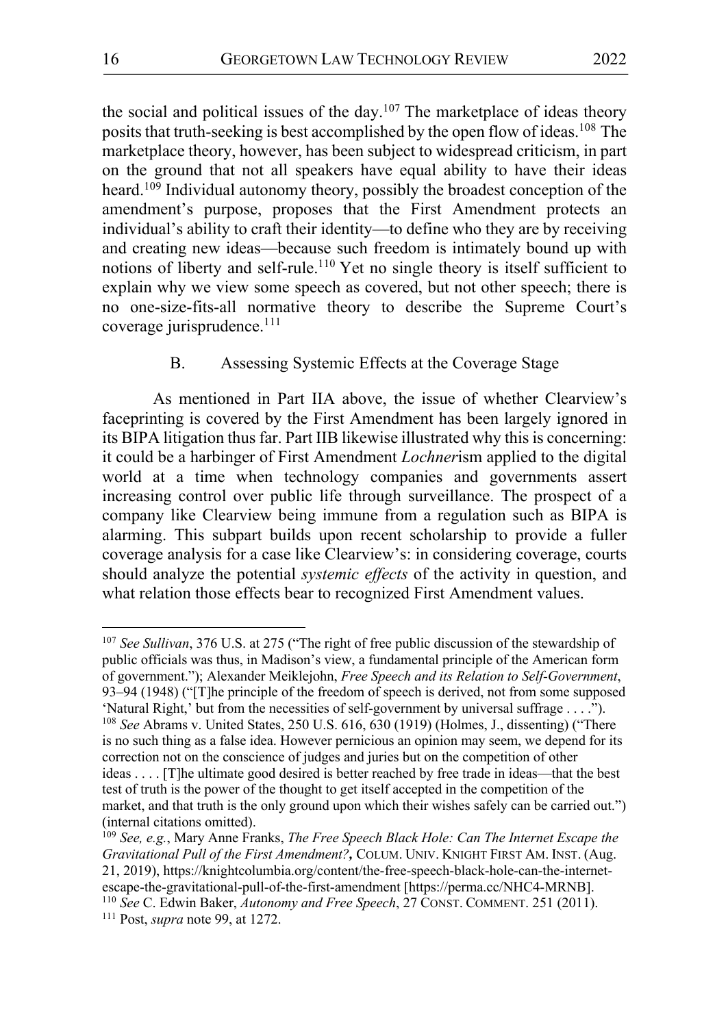the social and political issues of the day.[107] The marketplace of ideas theory posits that truth-seeking is best accomplished by the open flow of ideas.[108] The marketplace theory, however, has been subject to widespread criticism, in part on the ground that not all speakers have equal ability to have their ideas heard.[109] Individual autonomy theory, possibly the broadest conception of the amendment's purpose, proposes that the First Amendment protects an individual's ability to craft their identity—to define who they are by receiving and creating new ideas—because such freedom is intimately bound up with notions of liberty and self-rule.[110] Yet no single theory is itself sufficient to explain why we view some speech as covered, but not other speech; there is no one-size-fits-all normative theory to describe the Supreme Court's coverage jurisprudence.[111]

### B. Assessing Systemic Effects at the Coverage Stage

As mentioned in Part IIA above, the issue of whether Clearview's faceprinting is covered by the First Amendment has been largely ignored in its BIPA litigation thus far. Part IIB likewise illustrated why this is concerning: it could be a harbinger of First Amendment *Lochner*ism applied to the digital world at a time when technology companies and governments assert increasing control over public life through surveillance. The prospect of a company like Clearview being immune from a regulation such as BIPA is alarming. This subpart builds upon recent scholarship to provide a fuller coverage analysis for a case like Clearview's: in considering coverage, courts should analyze the potential *systemic effects* of the activity in question, and what relation those effects bear to recognized First Amendment values.

---

[107] *See Sullivan*, 376 U.S. at 275 ("The right of free public discussion of the stewardship of public officials was thus, in Madison's view, a fundamental principle of the American form of government."); Alexander Meiklejohn, *Free Speech and its Relation to Self-Government*, 93–94 (1948) ("[T]he principle of the freedom of speech is derived, not from some supposed 'Natural Right,' but from the necessities of self-government by universal suffrage . . . .").

[108] *See* Abrams v. United States, 250 U.S. 616, 630 (1919) (Holmes, J., dissenting) ("There is no such thing as a false idea. However pernicious an opinion may seem, we depend for its correction not on the conscience of judges and juries but on the competition of other ideas . . . . [T]he ultimate good desired is better reached by free trade in ideas—that the best test of truth is the power of the thought to get itself accepted in the competition of the market, and that truth is the only ground upon which their wishes safely can be carried out.") (internal citations omitted).

[109] *See, e.g.*, Mary Anne Franks, *The Free Speech Black Hole: Can The Internet Escape the Gravitational Pull of the First Amendment?*, COLUM. UNIV. KNIGHT FIRST AM. INST. (Aug. 21, 2019), https://knightcolumbia.org/content/the-free-speech-black-hole-can-the-internet-escape-the-gravitational-pull-of-the-first-amendment [https://perma.cc/NHC4-MRNB].

[110] *See* C. Edwin Baker, *Autonomy and Free Speech*, 27 CONST. COMMENT. 251 (2011).

[111] Post, *supra* note 99, at 1272.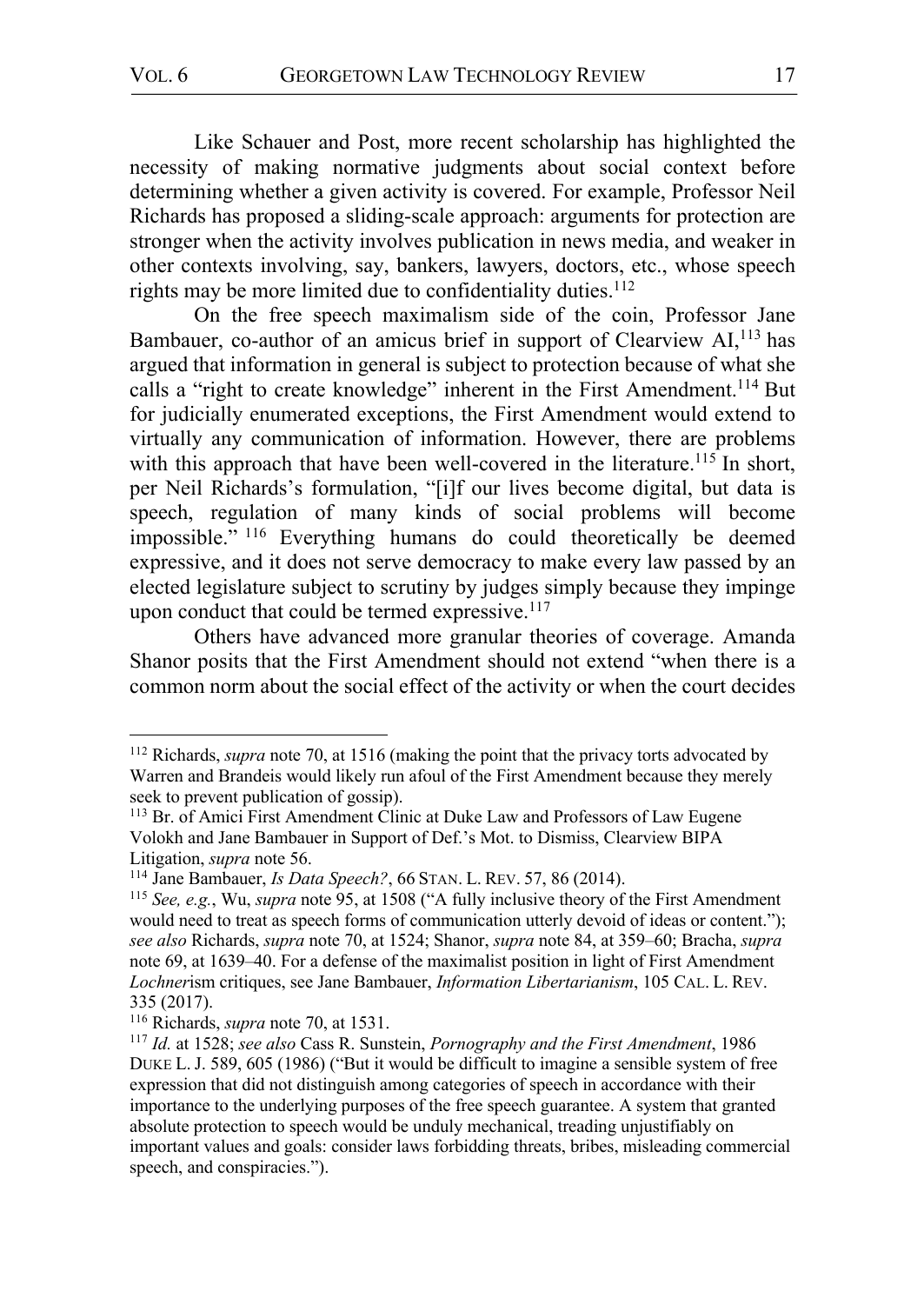Like Schauer and Post, more recent scholarship has highlighted the necessity of making normative judgments about social context before determining whether a given activity is covered. For example, Professor Neil Richards has proposed a sliding-scale approach: arguments for protection are stronger when the activity involves publication in news media, and weaker in other contexts involving, say, bankers, lawyers, doctors, etc., whose speech rights may be more limited due to confidentiality duties.[112]

On the free speech maximalism side of the coin, Professor Jane Bambauer, co-author of an amicus brief in support of Clearview AI,[113] has argued that information in general is subject to protection because of what she calls a "right to create knowledge" inherent in the First Amendment.[114] But for judicially enumerated exceptions, the First Amendment would extend to virtually any communication of information. However, there are problems with this approach that have been well-covered in the literature.[115] In short, per Neil Richards's formulation, "[i]f our lives become digital, but data is speech, regulation of many kinds of social problems will become impossible."[116] Everything humans do could theoretically be deemed expressive, and it does not serve democracy to make every law passed by an elected legislature subject to scrutiny by judges simply because they impinge upon conduct that could be termed expressive.[117]

Others have advanced more granular theories of coverage. Amanda Shanor posits that the First Amendment should not extend "when there is a common norm about the social effect of the activity or when the court decides

---

[112] Richards, *supra* note 70, at 1516 (making the point that the privacy torts advocated by Warren and Brandeis would likely run afoul of the First Amendment because they merely seek to prevent publication of gossip).

[113] Br. of Amici First Amendment Clinic at Duke Law and Professors of Law Eugene Volokh and Jane Bambauer in Support of Def.'s Mot. to Dismiss, Clearview BIPA Litigation, *supra* note 56.

[114] Jane Bambauer, *Is Data Speech?*, 66 STAN. L. REV. 57, 86 (2014).

[115] *See, e.g.*, Wu, *supra* note 95, at 1508 ("A fully inclusive theory of the First Amendment would need to treat as speech forms of communication utterly devoid of ideas or content."); *see also* Richards, *supra* note 70, at 1524; Shanor, *supra* note 84, at 359–60; Bracha, *supra* note 69, at 1639–40. For a defense of the maximalist position in light of First Amendment *Lochner*ism critiques, see Jane Bambauer, *Information Libertarianism*, 105 CAL. L. REV. 335 (2017).

[116] Richards, *supra* note 70, at 1531.

[117] *Id.* at 1528; *see also* Cass R. Sunstein, *Pornography and the First Amendment*, 1986 DUKE L. J. 589, 605 (1986) ("But it would be difficult to imagine a sensible system of free expression that did not distinguish among categories of speech in accordance with their importance to the underlying purposes of the free speech guarantee. A system that granted absolute protection to speech would be unduly mechanical, treading unjustifiably on important values and goals: consider laws forbidding threats, bribes, misleading commercial speech, and conspiracies.").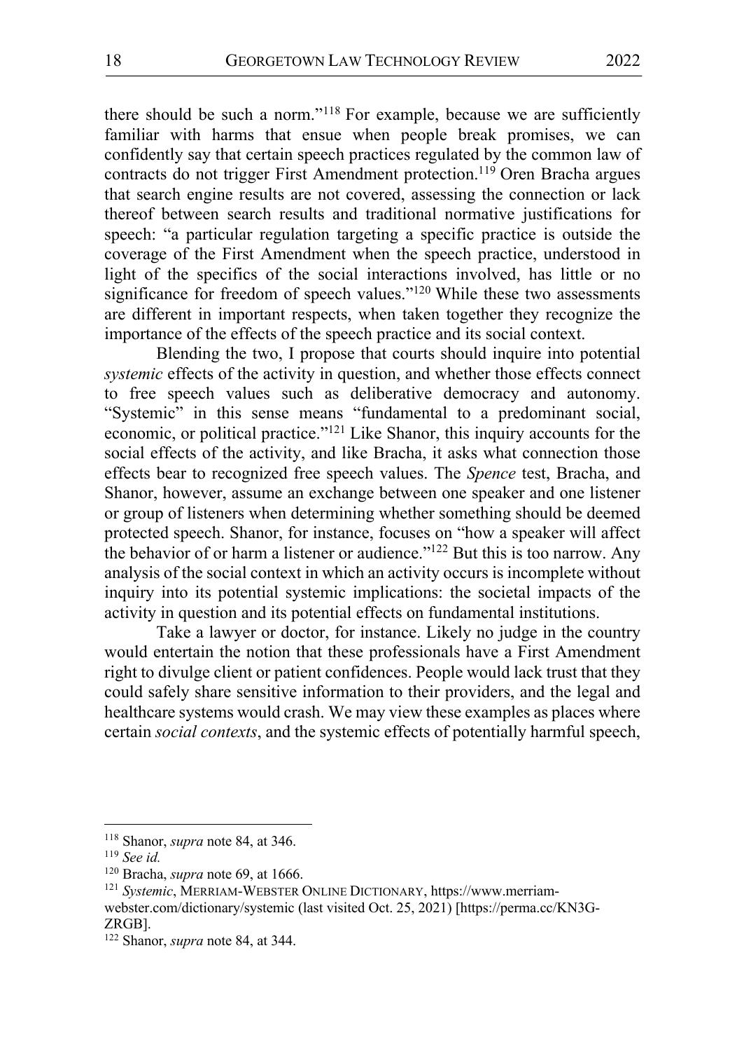there should be such a norm."[118] For example, because we are sufficiently familiar with harms that ensue when people break promises, we can confidently say that certain speech practices regulated by the common law of contracts do not trigger First Amendment protection.[119] Oren Bracha argues that search engine results are not covered, assessing the connection or lack thereof between search results and traditional normative justifications for speech: "a particular regulation targeting a specific practice is outside the coverage of the First Amendment when the speech practice, understood in light of the specifics of the social interactions involved, has little or no significance for freedom of speech values."[120] While these two assessments are different in important respects, when taken together they recognize the importance of the effects of the speech practice and its social context.

Blending the two, I propose that courts should inquire into potential *systemic* effects of the activity in question, and whether those effects connect to free speech values such as deliberative democracy and autonomy. "Systemic" in this sense means "fundamental to a predominant social, economic, or political practice."[121] Like Shanor, this inquiry accounts for the social effects of the activity, and like Bracha, it asks what connection those effects bear to recognized free speech values. The *Spence* test, Bracha, and Shanor, however, assume an exchange between one speaker and one listener or group of listeners when determining whether something should be deemed protected speech. Shanor, for instance, focuses on "how a speaker will affect the behavior of or harm a listener or audience."[122] But this is too narrow. Any analysis of the social context in which an activity occurs is incomplete without inquiry into its potential systemic implications: the societal impacts of the activity in question and its potential effects on fundamental institutions.

Take a lawyer or doctor, for instance. Likely no judge in the country would entertain the notion that these professionals have a First Amendment right to divulge client or patient confidences. People would lack trust that they could safely share sensitive information to their providers, and the legal and healthcare systems would crash. We may view these examples as places where certain *social contexts*, and the systemic effects of potentially harmful speech,

---

[118] Shanor, *supra* note 84, at 346.

[119] *See id.*

[120] Bracha, *supra* note 69, at 1666.

[121] *Systemic*, MERRIAM-WEBSTER ONLINE DICTIONARY, https://www.merriam-webster.com/dictionary/systemic (last visited Oct. 25, 2021) [https://perma.cc/KN3G-ZRGB].

[122] Shanor, *supra* note 84, at 344.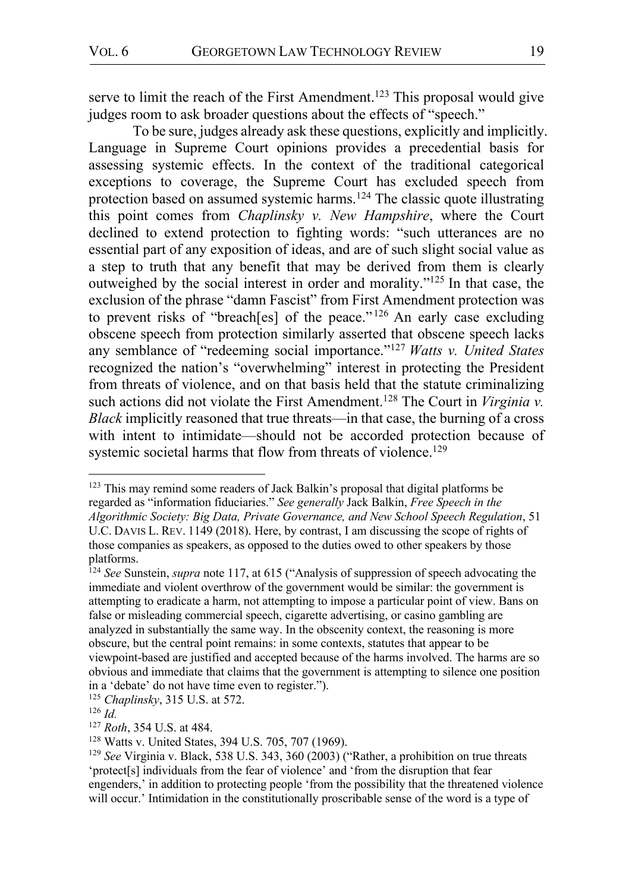serve to limit the reach of the First Amendment.[123] This proposal would give judges room to ask broader questions about the effects of "speech."

To be sure, judges already ask these questions, explicitly and implicitly. Language in Supreme Court opinions provides a precedential basis for assessing systemic effects. In the context of the traditional categorical exceptions to coverage, the Supreme Court has excluded speech from protection based on assumed systemic harms.[124] The classic quote illustrating this point comes from *Chaplinsky v. New Hampshire*, where the Court declined to extend protection to fighting words: "such utterances are no essential part of any exposition of ideas, and are of such slight social value as a step to truth that any benefit that may be derived from them is clearly outweighed by the social interest in order and morality."[125] In that case, the exclusion of the phrase "damn Fascist" from First Amendment protection was to prevent risks of "breach[es] of the peace."[126] An early case excluding obscene speech from protection similarly asserted that obscene speech lacks any semblance of "redeeming social importance."[127] *Watts v. United States* recognized the nation's "overwhelming" interest in protecting the President from threats of violence, and on that basis held that the statute criminalizing such actions did not violate the First Amendment.[128] The Court in *Virginia v. Black* implicitly reasoned that true threats—in that case, the burning of a cross with intent to intimidate—should not be accorded protection because of systemic societal harms that flow from threats of violence.[129]

---

[123] This may remind some readers of Jack Balkin's proposal that digital platforms be regarded as "information fiduciaries." *See generally* Jack Balkin, *Free Speech in the Algorithmic Society: Big Data, Private Governance, and New School Speech Regulation*, 51 U.C. DAVIS L. REV. 1149 (2018). Here, by contrast, I am discussing the scope of rights of those companies as speakers, as opposed to the duties owed to other speakers by those platforms.

[124] *See* Sunstein, *supra* note 117, at 615 ("Analysis of suppression of speech advocating the immediate and violent overthrow of the government would be similar: the government is attempting to eradicate a harm, not attempting to impose a particular point of view. Bans on false or misleading commercial speech, cigarette advertising, or casino gambling are analyzed in substantially the same way. In the obscenity context, the reasoning is more obscure, but the central point remains: in some contexts, statutes that appear to be viewpoint-based are justified and accepted because of the harms involved. The harms are so obvious and immediate that claims that the government is attempting to silence one position in a 'debate' do not have time even to register.").

[125] *Chaplinsky*, 315 U.S. at 572.

[126] *Id.*

[127] *Roth*, 354 U.S. at 484.

[128] Watts v. United States, 394 U.S. 705, 707 (1969).

[129] *See* Virginia v. Black, 538 U.S. 343, 360 (2003) ("Rather, a prohibition on true threats 'protect[s] individuals from the fear of violence' and 'from the disruption that fear engenders,' in addition to protecting people 'from the possibility that the threatened violence will occur.' Intimidation in the constitutionally proscribable sense of the word is a type of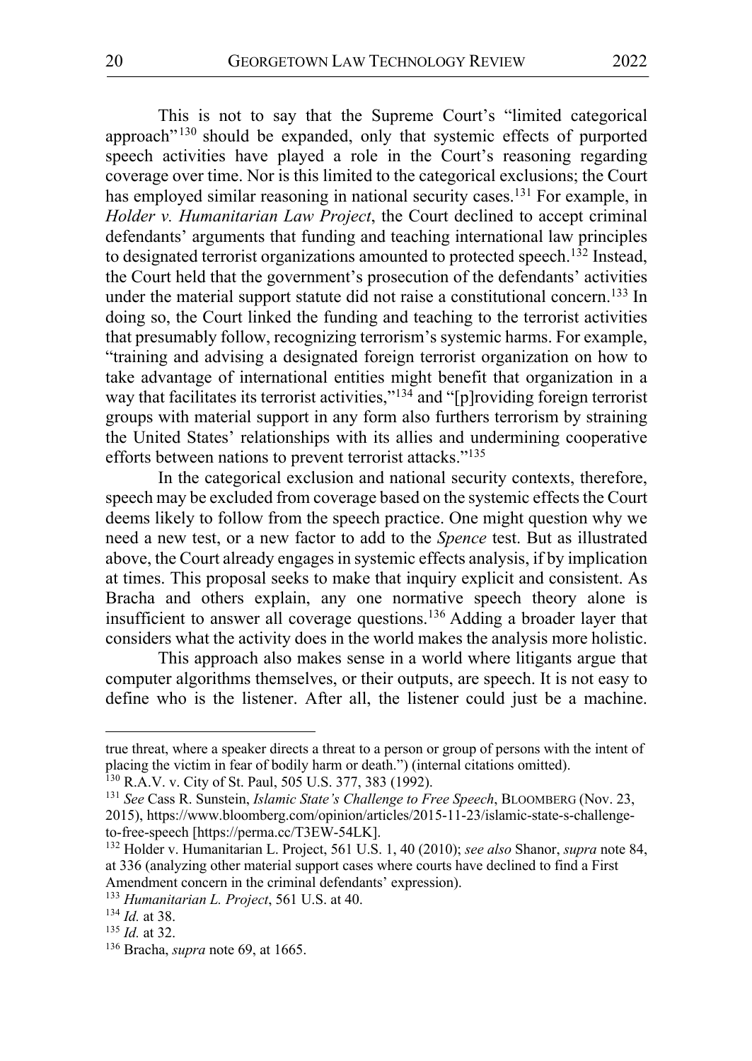This is not to say that the Supreme Court's "limited categorical approach"[130] should be expanded, only that systemic effects of purported speech activities have played a role in the Court's reasoning regarding coverage over time. Nor is this limited to the categorical exclusions; the Court has employed similar reasoning in national security cases.[131] For example, in *Holder v. Humanitarian Law Project*, the Court declined to accept criminal defendants' arguments that funding and teaching international law principles to designated terrorist organizations amounted to protected speech.[132] Instead, the Court held that the government's prosecution of the defendants' activities under the material support statute did not raise a constitutional concern.[133] In doing so, the Court linked the funding and teaching to the terrorist activities that presumably follow, recognizing terrorism's systemic harms. For example, "training and advising a designated foreign terrorist organization on how to take advantage of international entities might benefit that organization in a way that facilitates its terrorist activities,"[134] and "[p]roviding foreign terrorist groups with material support in any form also furthers terrorism by straining the United States' relationships with its allies and undermining cooperative efforts between nations to prevent terrorist attacks."[135]

In the categorical exclusion and national security contexts, therefore, speech may be excluded from coverage based on the systemic effects the Court deems likely to follow from the speech practice. One might question why we need a new test, or a new factor to add to the *Spence* test. But as illustrated above, the Court already engages in systemic effects analysis, if by implication at times. This proposal seeks to make that inquiry explicit and consistent. As Bracha and others explain, any one normative speech theory alone is insufficient to answer all coverage questions.[136] Adding a broader layer that considers what the activity does in the world makes the analysis more holistic.

This approach also makes sense in a world where litigants argue that computer algorithms themselves, or their outputs, are speech. It is not easy to define who is the listener. After all, the listener could just be a machine.

---

true threat, where a speaker directs a threat to a person or group of persons with the intent of placing the victim in fear of bodily harm or death.") (internal citations omitted).

[130] R.A.V. v. City of St. Paul, 505 U.S. 377, 383 (1992).

[131] *See* Cass R. Sunstein, *Islamic State's Challenge to Free Speech*, BLOOMBERG (Nov. 23, 2015), https://www.bloomberg.com/opinion/articles/2015-11-23/islamic-state-s-challenge-to-free-speech [https://perma.cc/T3EW-54LK].

[132] Holder v. Humanitarian L. Project, 561 U.S. 1, 40 (2010); *see also* Shanor, *supra* note 84, at 336 (analyzing other material support cases where courts have declined to find a First Amendment concern in the criminal defendants' expression).

[133] *Humanitarian L. Project*, 561 U.S. at 40.

[134] *Id.* at 38.

[135] *Id.* at 32.

[136] Bracha, *supra* note 69, at 1665.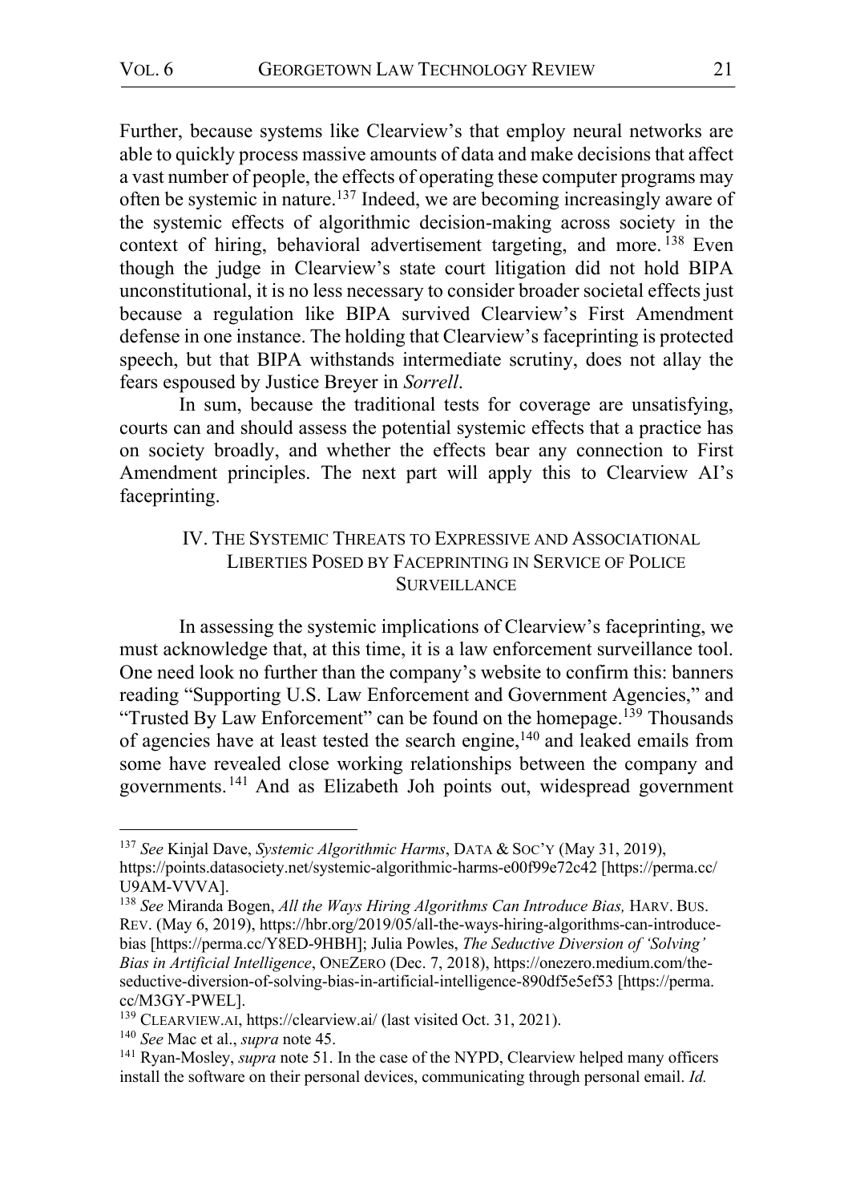Further, because systems like Clearview's that employ neural networks are able to quickly process massive amounts of data and make decisions that affect a vast number of people, the effects of operating these computer programs may often be systemic in nature.[137] Indeed, we are becoming increasingly aware of the systemic effects of algorithmic decision-making across society in the context of hiring, behavioral advertisement targeting, and more.[138] Even though the judge in Clearview's state court litigation did not hold BIPA unconstitutional, it is no less necessary to consider broader societal effects just because a regulation like BIPA survived Clearview's First Amendment defense in one instance. The holding that Clearview's faceprinting is protected speech, but that BIPA withstands intermediate scrutiny, does not allay the fears espoused by Justice Breyer in *Sorrell*.

In sum, because the traditional tests for coverage are unsatisfying, courts can and should assess the potential systemic effects that a practice has on society broadly, and whether the effects bear any connection to First Amendment principles. The next part will apply this to Clearview AI's faceprinting.

## IV. The Systemic Threats to Expressive and Associational Liberties Posed by Faceprinting in Service of Police Surveillance

In assessing the systemic implications of Clearview's faceprinting, we must acknowledge that, at this time, it is a law enforcement surveillance tool. One need look no further than the company's website to confirm this: banners reading "Supporting U.S. Law Enforcement and Government Agencies," and "Trusted By Law Enforcement" can be found on the homepage.[139] Thousands of agencies have at least tested the search engine,[140] and leaked emails from some have revealed close working relationships between the company and governments.[141] And as Elizabeth Joh points out, widespread government

---

[137] *See* Kinjal Dave, *Systemic Algorithmic Harms*, DATA & SOC'Y (May 31, 2019), https://points.datasociety.net/systemic-algorithmic-harms-e00f99e72c42 [https://perma.cc/U9AM-VVVA].

[138] *See* Miranda Bogen, *All the Ways Hiring Algorithms Can Introduce Bias,* HARV. BUS. REV. (May 6, 2019), https://hbr.org/2019/05/all-the-ways-hiring-algorithms-can-introduce-bias [https://perma.cc/Y8ED-9HBH]; Julia Powles, *The Seductive Diversion of 'Solving' Bias in Artificial Intelligence*, ONEZERO (Dec. 7, 2018), https://onezero.medium.com/the-seductive-diversion-of-solving-bias-in-artificial-intelligence-890df5e5ef53 [https://perma.cc/M3GY-PWEL].

[139] CLEARVIEW.AI, https://clearview.ai/ (last visited Oct. 31, 2021).

[140] *See* Mac et al., *supra* note 45.

[141] Ryan-Mosley, *supra* note 51. In the case of the NYPD, Clearview helped many officers install the software on their personal devices, communicating through personal email. *Id.*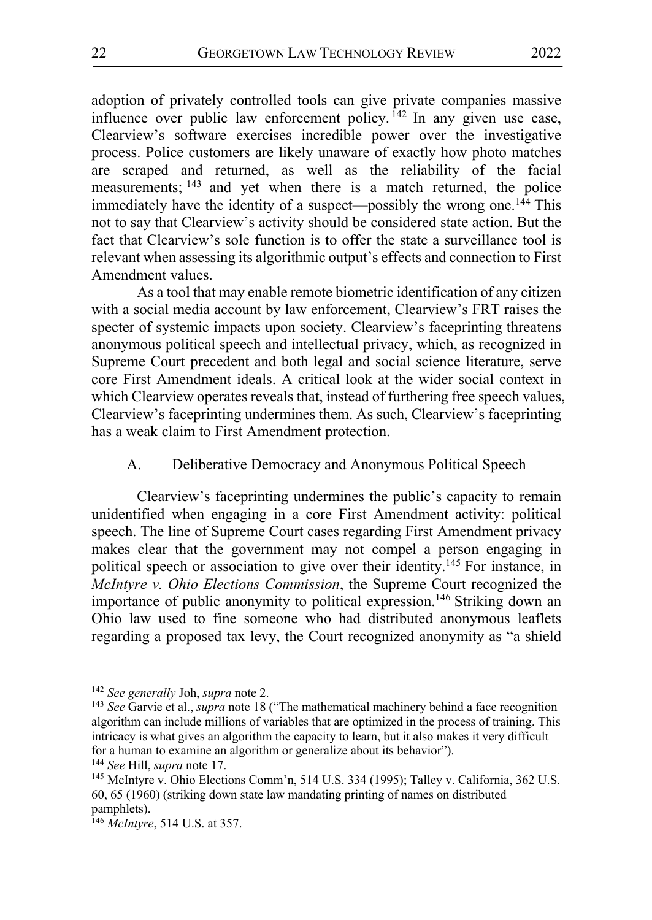adoption of privately controlled tools can give private companies massive influence over public law enforcement policy.[142] In any given use case, Clearview's software exercises incredible power over the investigative process. Police customers are likely unaware of exactly how photo matches are scraped and returned, as well as the reliability of the facial measurements;[143] and yet when there is a match returned, the police immediately have the identity of a suspect—possibly the wrong one.[144] This not to say that Clearview's activity should be considered state action. But the fact that Clearview's sole function is to offer the state a surveillance tool is relevant when assessing its algorithmic output's effects and connection to First Amendment values.

As a tool that may enable remote biometric identification of any citizen with a social media account by law enforcement, Clearview's FRT raises the specter of systemic impacts upon society. Clearview's faceprinting threatens anonymous political speech and intellectual privacy, which, as recognized in Supreme Court precedent and both legal and social science literature, serve core First Amendment ideals. A critical look at the wider social context in which Clearview operates reveals that, instead of furthering free speech values, Clearview's faceprinting undermines them. As such, Clearview's faceprinting has a weak claim to First Amendment protection.

### A. Deliberative Democracy and Anonymous Political Speech

Clearview's faceprinting undermines the public's capacity to remain unidentified when engaging in a core First Amendment activity: political speech. The line of Supreme Court cases regarding First Amendment privacy makes clear that the government may not compel a person engaging in political speech or association to give over their identity.[145] For instance, in *McIntyre v. Ohio Elections Commission*, the Supreme Court recognized the importance of public anonymity to political expression.[146] Striking down an Ohio law used to fine someone who had distributed anonymous leaflets regarding a proposed tax levy, the Court recognized anonymity as "a shield

---

[142] *See generally* Joh, *supra* note 2.

[143] *See* Garvie et al., *supra* note 18 ("The mathematical machinery behind a face recognition algorithm can include millions of variables that are optimized in the process of training. This intricacy is what gives an algorithm the capacity to learn, but it also makes it very difficult for a human to examine an algorithm or generalize about its behavior").

[144] *See* Hill, *supra* note 17.

[145] McIntyre v. Ohio Elections Comm'n, 514 U.S. 334 (1995); Talley v. California, 362 U.S. 60, 65 (1960) (striking down state law mandating printing of names on distributed pamphlets).

[146] *McIntyre*, 514 U.S. at 357.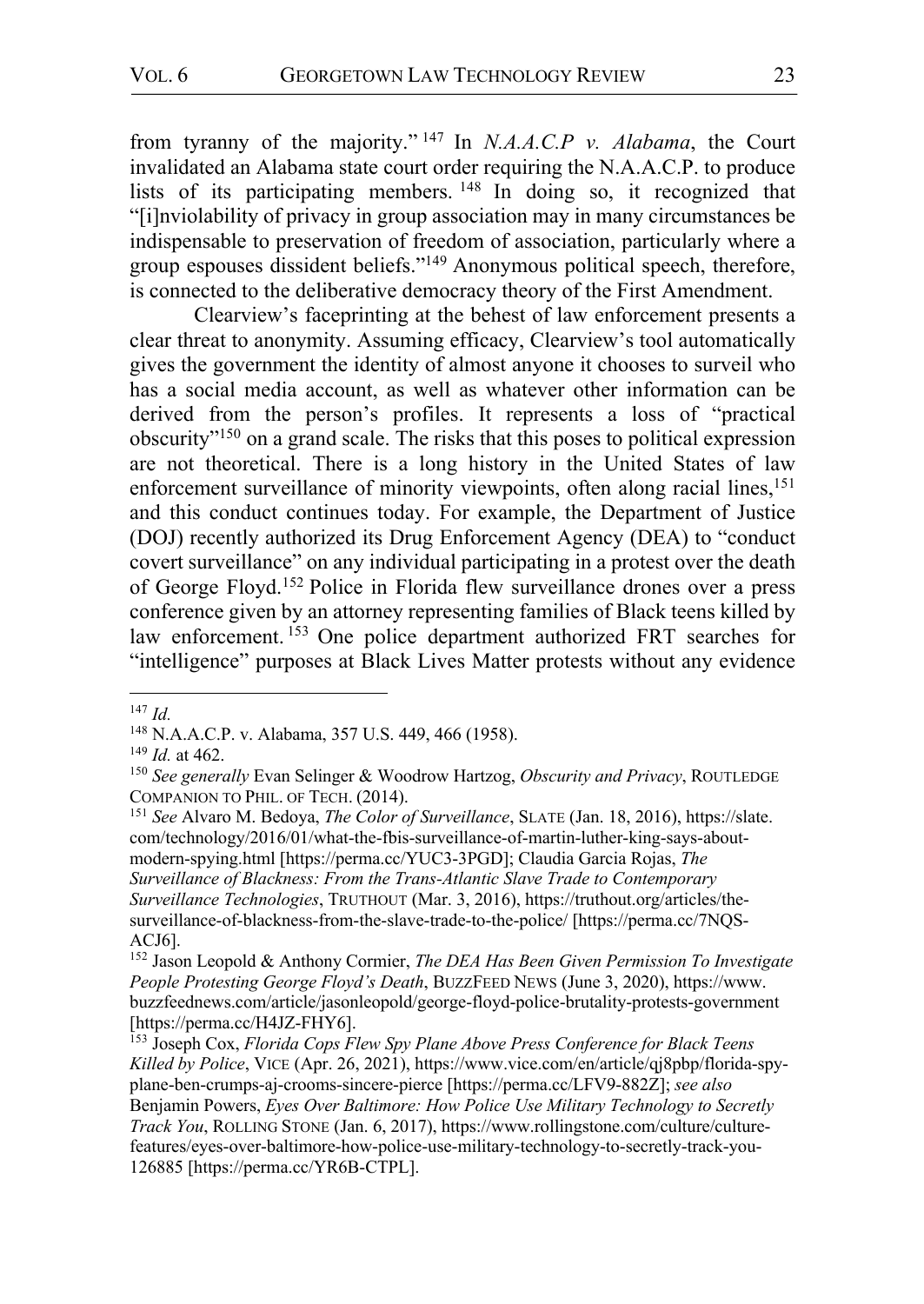from tyranny of the majority."[147] In *N.A.A.C.P v. Alabama*, the Court invalidated an Alabama state court order requiring the N.A.A.C.P. to produce lists of its participating members.[148] In doing so, it recognized that "[i]nviolability of privacy in group association may in many circumstances be indispensable to preservation of freedom of association, particularly where a group espouses dissident beliefs."[149] Anonymous political speech, therefore, is connected to the deliberative democracy theory of the First Amendment.

Clearview's faceprinting at the behest of law enforcement presents a clear threat to anonymity. Assuming efficacy, Clearview's tool automatically gives the government the identity of almost anyone it chooses to surveil who has a social media account, as well as whatever other information can be derived from the person's profiles. It represents a loss of "practical obscurity"[150] on a grand scale. The risks that this poses to political expression are not theoretical. There is a long history in the United States of law enforcement surveillance of minority viewpoints, often along racial lines,[151] and this conduct continues today. For example, the Department of Justice (DOJ) recently authorized its Drug Enforcement Agency (DEA) to "conduct covert surveillance" on any individual participating in a protest over the death of George Floyd.[152] Police in Florida flew surveillance drones over a press conference given by an attorney representing families of Black teens killed by law enforcement.[153] One police department authorized FRT searches for "intelligence" purposes at Black Lives Matter protests without any evidence

---

[147] *Id.*

[148] N.A.A.C.P. v. Alabama, 357 U.S. 449, 466 (1958).

[149] *Id.* at 462.

[150] *See generally* Evan Selinger & Woodrow Hartzog, *Obscurity and Privacy*, ROUTLEDGE COMPANION TO PHIL. OF TECH. (2014).

[151] *See* Alvaro M. Bedoya, *The Color of Surveillance*, SLATE (Jan. 18, 2016), https://slate.com/technology/2016/01/what-the-fbis-surveillance-of-martin-luther-king-says-about-modern-spying.html [https://perma.cc/YUC3-3PGD]; Claudia Garcia Rojas, *The Surveillance of Blackness: From the Trans-Atlantic Slave Trade to Contemporary Surveillance Technologies*, TRUTHOUT (Mar. 3, 2016), https://truthout.org/articles/the-surveillance-of-blackness-from-the-slave-trade-to-the-police/ [https://perma.cc/7NQS-ACJ6].

[152] Jason Leopold & Anthony Cormier, *The DEA Has Been Given Permission To Investigate People Protesting George Floyd's Death*, BUZZFEED NEWS (June 3, 2020), https://www.buzzfeednews.com/article/jasonleopold/george-floyd-police-brutality-protests-government [https://perma.cc/H4JZ-FHY6].

[153] Joseph Cox, *Florida Cops Flew Spy Plane Above Press Conference for Black Teens Killed by Police*, VICE (Apr. 26, 2021), https://www.vice.com/en/article/qj8pbp/florida-spy-plane-ben-crumps-aj-crooms-sincere-pierce [https://perma.cc/LFV9-882Z]; *see also* Benjamin Powers, *Eyes Over Baltimore: How Police Use Military Technology to Secretly Track You*, ROLLING STONE (Jan. 6, 2017), https://www.rollingstone.com/culture/culture-features/eyes-over-baltimore-how-police-use-military-technology-to-secretly-track-you-126885 [https://perma.cc/YR6B-CTPL].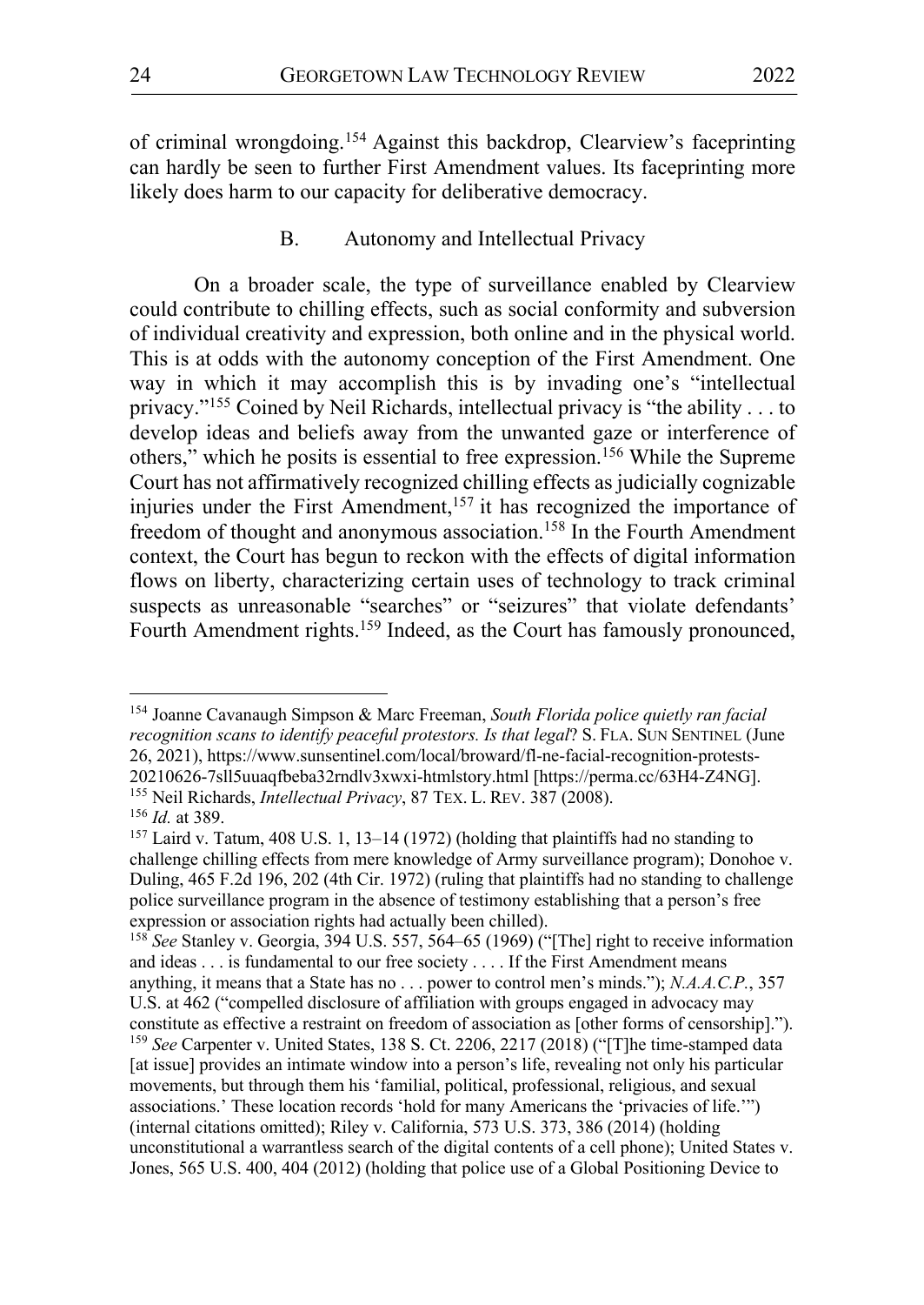of criminal wrongdoing.[154] Against this backdrop, Clearview's faceprinting can hardly be seen to further First Amendment values. Its faceprinting more likely does harm to our capacity for deliberative democracy.

### B. Autonomy and Intellectual Privacy

On a broader scale, the type of surveillance enabled by Clearview could contribute to chilling effects, such as social conformity and subversion of individual creativity and expression, both online and in the physical world. This is at odds with the autonomy conception of the First Amendment. One way in which it may accomplish this is by invading one's "intellectual privacy."[155] Coined by Neil Richards, intellectual privacy is "the ability . . . to develop ideas and beliefs away from the unwanted gaze or interference of others," which he posits is essential to free expression.[156] While the Supreme Court has not affirmatively recognized chilling effects as judicially cognizable injuries under the First Amendment,[157] it has recognized the importance of freedom of thought and anonymous association.[158] In the Fourth Amendment context, the Court has begun to reckon with the effects of digital information flows on liberty, characterizing certain uses of technology to track criminal suspects as unreasonable "searches" or "seizures" that violate defendants' Fourth Amendment rights.[159] Indeed, as the Court has famously pronounced,

---

[154] Joanne Cavanaugh Simpson & Marc Freeman, *South Florida police quietly ran facial recognition scans to identify peaceful protestors. Is that legal*? S. FLA. SUN SENTINEL (June 26, 2021), https://www.sunsentinel.com/local/broward/fl-ne-facial-recognition-protests-20210626-7sll5uuaqfbeba32rndlv3xwxi-htmlstory.html [https://perma.cc/63H4-Z4NG].

[155] Neil Richards, *Intellectual Privacy*, 87 TEX. L. REV. 387 (2008).

[156] *Id.* at 389.

[157] Laird v. Tatum, 408 U.S. 1, 13–14 (1972) (holding that plaintiffs had no standing to challenge chilling effects from mere knowledge of Army surveillance program); Donohoe v. Duling, 465 F.2d 196, 202 (4th Cir. 1972) (ruling that plaintiffs had no standing to challenge police surveillance program in the absence of testimony establishing that a person's free expression or association rights had actually been chilled).

[158] *See* Stanley v. Georgia, 394 U.S. 557, 564–65 (1969) ("[The] right to receive information and ideas . . . is fundamental to our free society . . . . If the First Amendment means anything, it means that a State has no . . . power to control men's minds."); *N.A.A.C.P.*, 357 U.S. at 462 ("compelled disclosure of affiliation with groups engaged in advocacy may constitute as effective a restraint on freedom of association as [other forms of censorship].").

[159] *See* Carpenter v. United States, 138 S. Ct. 2206, 2217 (2018) ("[T]he time-stamped data [at issue] provides an intimate window into a person's life, revealing not only his particular movements, but through them his 'familial, political, professional, religious, and sexual associations.' These location records 'hold for many Americans the 'privacies of life.'") (internal citations omitted); Riley v. California, 573 U.S. 373, 386 (2014) (holding unconstitutional a warrantless search of the digital contents of a cell phone); United States v. Jones, 565 U.S. 400, 404 (2012) (holding that police use of a Global Positioning Device to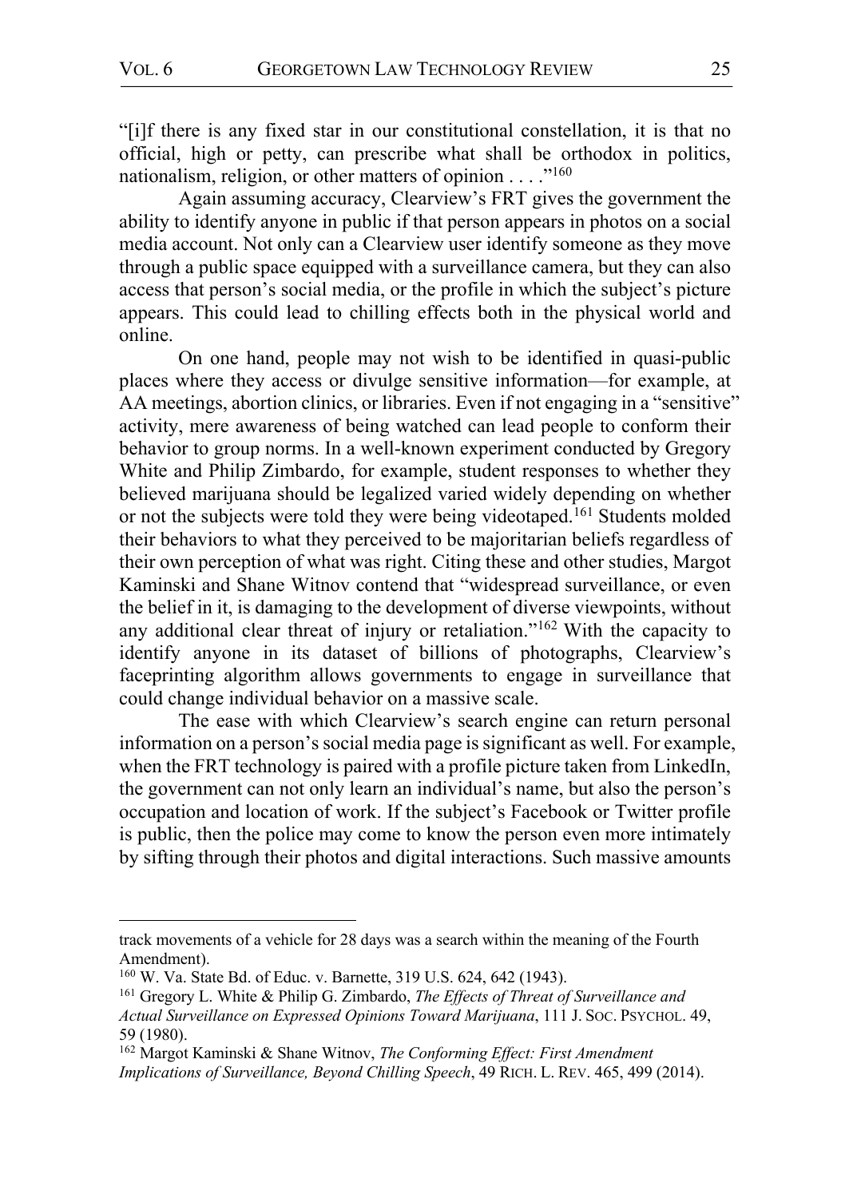"[i]f there is any fixed star in our constitutional constellation, it is that no official, high or petty, can prescribe what shall be orthodox in politics, nationalism, religion, or other matters of opinion . . . ."[160]

Again assuming accuracy, Clearview's FRT gives the government the ability to identify anyone in public if that person appears in photos on a social media account. Not only can a Clearview user identify someone as they move through a public space equipped with a surveillance camera, but they can also access that person's social media, or the profile in which the subject's picture appears. This could lead to chilling effects both in the physical world and online.

On one hand, people may not wish to be identified in quasi-public places where they access or divulge sensitive information—for example, at AA meetings, abortion clinics, or libraries. Even if not engaging in a "sensitive" activity, mere awareness of being watched can lead people to conform their behavior to group norms. In a well-known experiment conducted by Gregory White and Philip Zimbardo, for example, student responses to whether they believed marijuana should be legalized varied widely depending on whether or not the subjects were told they were being videotaped.[161] Students molded their behaviors to what they perceived to be majoritarian beliefs regardless of their own perception of what was right. Citing these and other studies, Margot Kaminski and Shane Witnov contend that "widespread surveillance, or even the belief in it, is damaging to the development of diverse viewpoints, without any additional clear threat of injury or retaliation."[162] With the capacity to identify anyone in its dataset of billions of photographs, Clearview's faceprinting algorithm allows governments to engage in surveillance that could change individual behavior on a massive scale.

The ease with which Clearview's search engine can return personal information on a person's social media page is significant as well. For example, when the FRT technology is paired with a profile picture taken from LinkedIn, the government can not only learn an individual's name, but also the person's occupation and location of work. If the subject's Facebook or Twitter profile is public, then the police may come to know the person even more intimately by sifting through their photos and digital interactions. Such massive amounts

---

track movements of a vehicle for 28 days was a search within the meaning of the Fourth Amendment).

[160] W. Va. State Bd. of Educ. v. Barnette, 319 U.S. 624, 642 (1943).

[161] Gregory L. White & Philip G. Zimbardo, *The Effects of Threat of Surveillance and Actual Surveillance on Expressed Opinions Toward Marijuana*, 111 J. SOC. PSYCHOL. 49, 59 (1980).

[162] Margot Kaminski & Shane Witnov, *The Conforming Effect: First Amendment Implications of Surveillance, Beyond Chilling Speech*, 49 RICH. L. REV. 465, 499 (2014).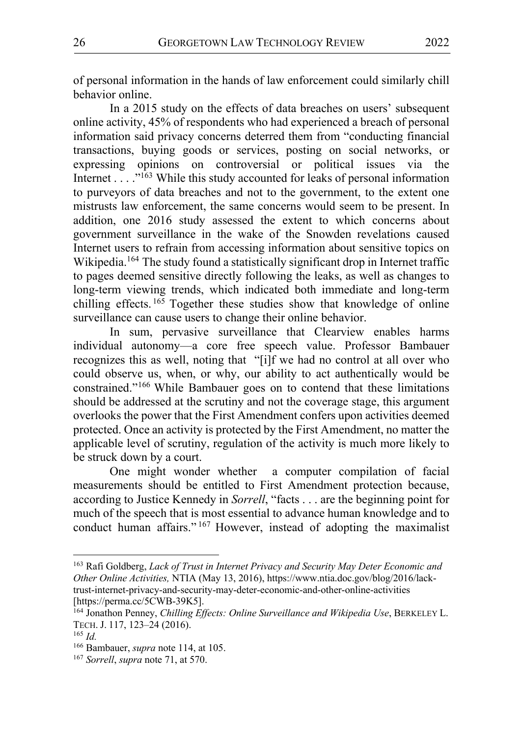of personal information in the hands of law enforcement could similarly chill behavior online.

In a 2015 study on the effects of data breaches on users' subsequent online activity, 45% of respondents who had experienced a breach of personal information said privacy concerns deterred them from "conducting financial transactions, buying goods or services, posting on social networks, or expressing opinions on controversial or political issues via the Internet . . . ."[163] While this study accounted for leaks of personal information to purveyors of data breaches and not to the government, to the extent one mistrusts law enforcement, the same concerns would seem to be present. In addition, one 2016 study assessed the extent to which concerns about government surveillance in the wake of the Snowden revelations caused Internet users to refrain from accessing information about sensitive topics on Wikipedia.[164] The study found a statistically significant drop in Internet traffic to pages deemed sensitive directly following the leaks, as well as changes to long-term viewing trends, which indicated both immediate and long-term chilling effects.[165] Together these studies show that knowledge of online surveillance can cause users to change their online behavior.

In sum, pervasive surveillance that Clearview enables harms individual autonomy—a core free speech value. Professor Bambauer recognizes this as well, noting that "[i]f we had no control at all over who could observe us, when, or why, our ability to act authentically would be constrained."[166] While Bambauer goes on to contend that these limitations should be addressed at the scrutiny and not the coverage stage, this argument overlooks the power that the First Amendment confers upon activities deemed protected. Once an activity is protected by the First Amendment, no matter the applicable level of scrutiny, regulation of the activity is much more likely to be struck down by a court.

One might wonder whether a computer compilation of facial measurements should be entitled to First Amendment protection because, according to Justice Kennedy in *Sorrell*, "facts . . . are the beginning point for much of the speech that is most essential to advance human knowledge and to conduct human affairs."[167] However, instead of adopting the maximalist

---

[163] Rafi Goldberg, *Lack of Trust in Internet Privacy and Security May Deter Economic and Other Online Activities,* NTIA (May 13, 2016), https://www.ntia.doc.gov/blog/2016/lack-trust-internet-privacy-and-security-may-deter-economic-and-other-online-activities [https://perma.cc/5CWB-39K5].

[164] Jonathon Penney, *Chilling Effects: Online Surveillance and Wikipedia Use*, BERKELEY L. TECH. J. 117, 123–24 (2016).

[165] *Id.*

[166] Bambauer, *supra* note 114, at 105.

[167] *Sorrell*, *supra* note 71, at 570.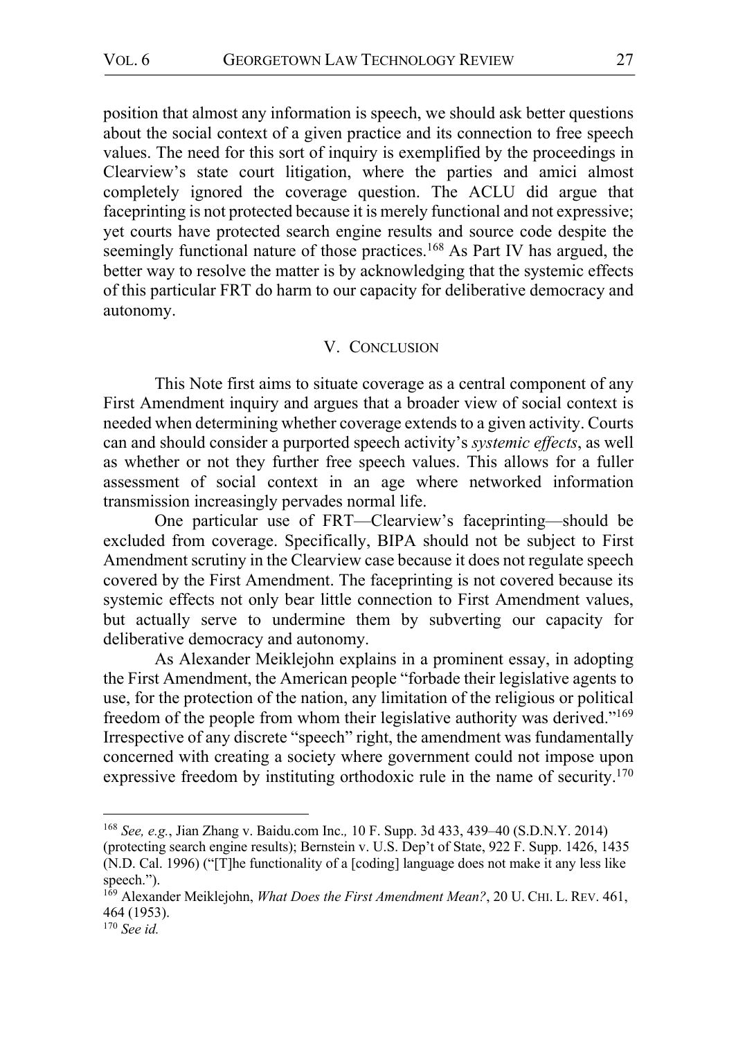position that almost any information is speech, we should ask better questions about the social context of a given practice and its connection to free speech values. The need for this sort of inquiry is exemplified by the proceedings in Clearview's state court litigation, where the parties and amici almost completely ignored the coverage question. The ACLU did argue that faceprinting is not protected because it is merely functional and not expressive; yet courts have protected search engine results and source code despite the seemingly functional nature of those practices.[168] As Part IV has argued, the better way to resolve the matter is by acknowledging that the systemic effects of this particular FRT do harm to our capacity for deliberative democracy and autonomy.

## V. Conclusion

This Note first aims to situate coverage as a central component of any First Amendment inquiry and argues that a broader view of social context is needed when determining whether coverage extends to a given activity. Courts can and should consider a purported speech activity's *systemic effects*, as well as whether or not they further free speech values. This allows for a fuller assessment of social context in an age where networked information transmission increasingly pervades normal life.

One particular use of FRT—Clearview's faceprinting—should be excluded from coverage. Specifically, BIPA should not be subject to First Amendment scrutiny in the Clearview case because it does not regulate speech covered by the First Amendment. The faceprinting is not covered because its systemic effects not only bear little connection to First Amendment values, but actually serve to undermine them by subverting our capacity for deliberative democracy and autonomy.

As Alexander Meiklejohn explains in a prominent essay, in adopting the First Amendment, the American people "forbade their legislative agents to use, for the protection of the nation, any limitation of the religious or political freedom of the people from whom their legislative authority was derived."[169] Irrespective of any discrete "speech" right, the amendment was fundamentally concerned with creating a society where government could not impose upon expressive freedom by instituting orthodoxic rule in the name of security.[170]

---

[168] *See, e.g.*, Jian Zhang v. Baidu.com Inc., 10 F. Supp. 3d 433, 439–40 (S.D.N.Y. 2014) (protecting search engine results); Bernstein v. U.S. Dep't of State, 922 F. Supp. 1426, 1435 (N.D. Cal. 1996) ("[T]he functionality of a [coding] language does not make it any less like speech.").

[169] Alexander Meiklejohn, *What Does the First Amendment Mean?*, 20 U. Chi. L. Rev. 461, 464 (1953).

[170] *See id.*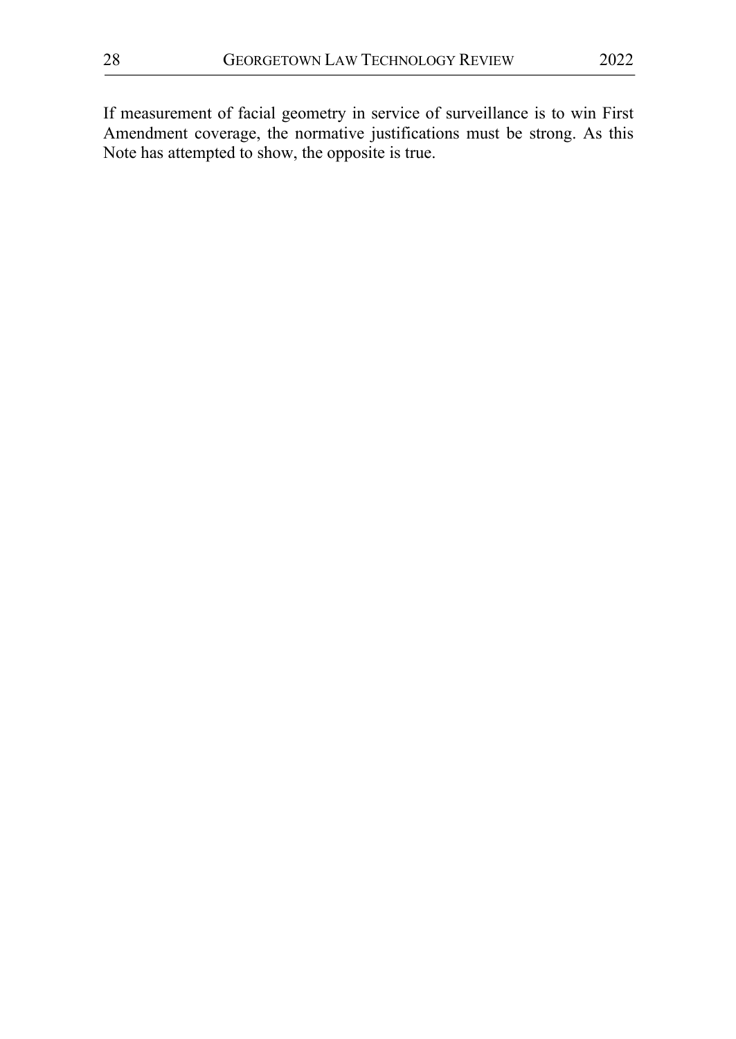If measurement of facial geometry in service of surveillance is to win First Amendment coverage, the normative justifications must be strong. As this Note has attempted to show, the opposite is true.